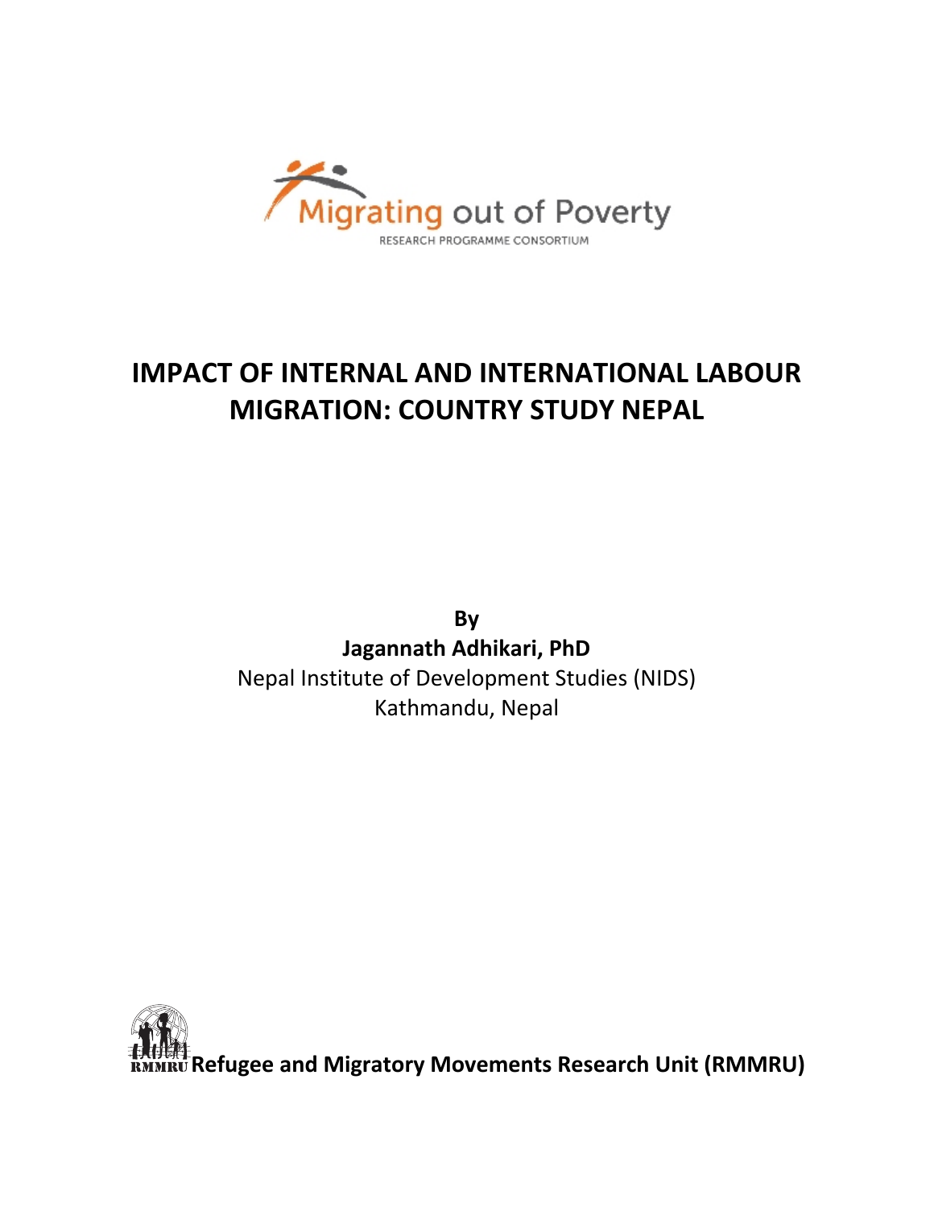Migrating out of Poverty

RESEARCH PROGRAMME CONSORTIUM

# IMPACT OF INTERNAL AND INTERNATIONAL LABOUR MIGRATION: COUNTRY STUDY NEPAL

**By**

**Jagannath Adhikari, PhD**

Nepal Institute of Development Studies (NIDS)

Kathmandu, Nepal

RMMRU **Refugee and Migratory Movements Research Unit (RMMRU)**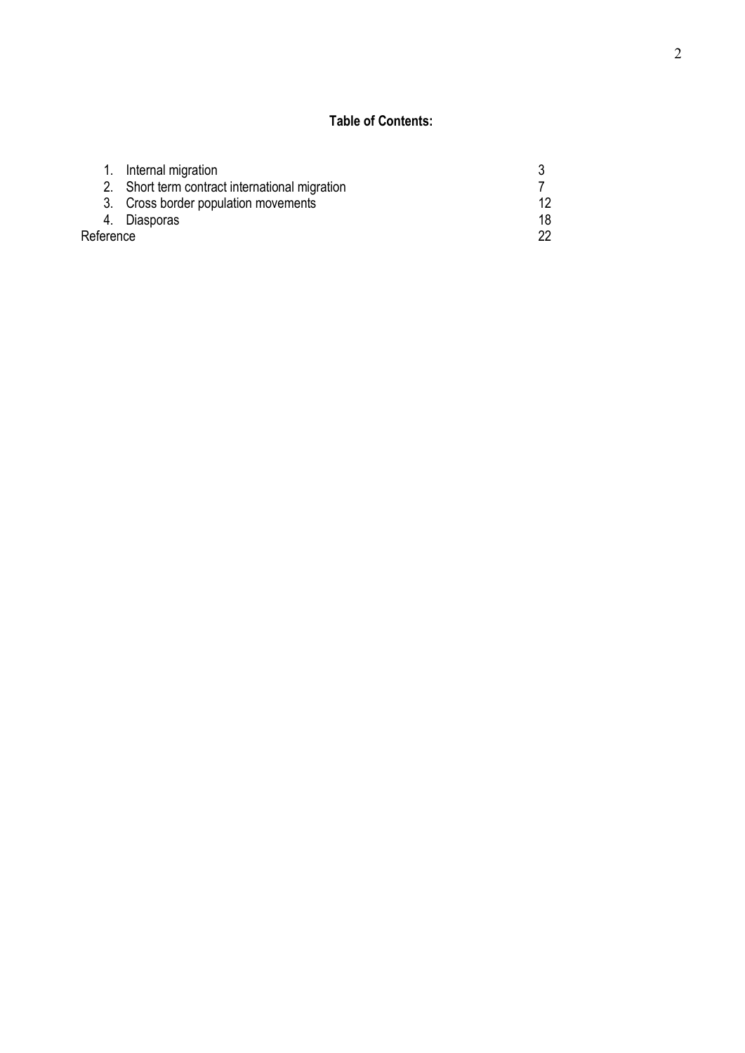**Table of Contents:**

| | |
|---|---|
| 1. Internal migration | 3 |
| 2. Short term contract international migration | 7 |
| 3. Cross border population movements | 12 |
| 4. Diasporas | 18 |
| Reference | 22 |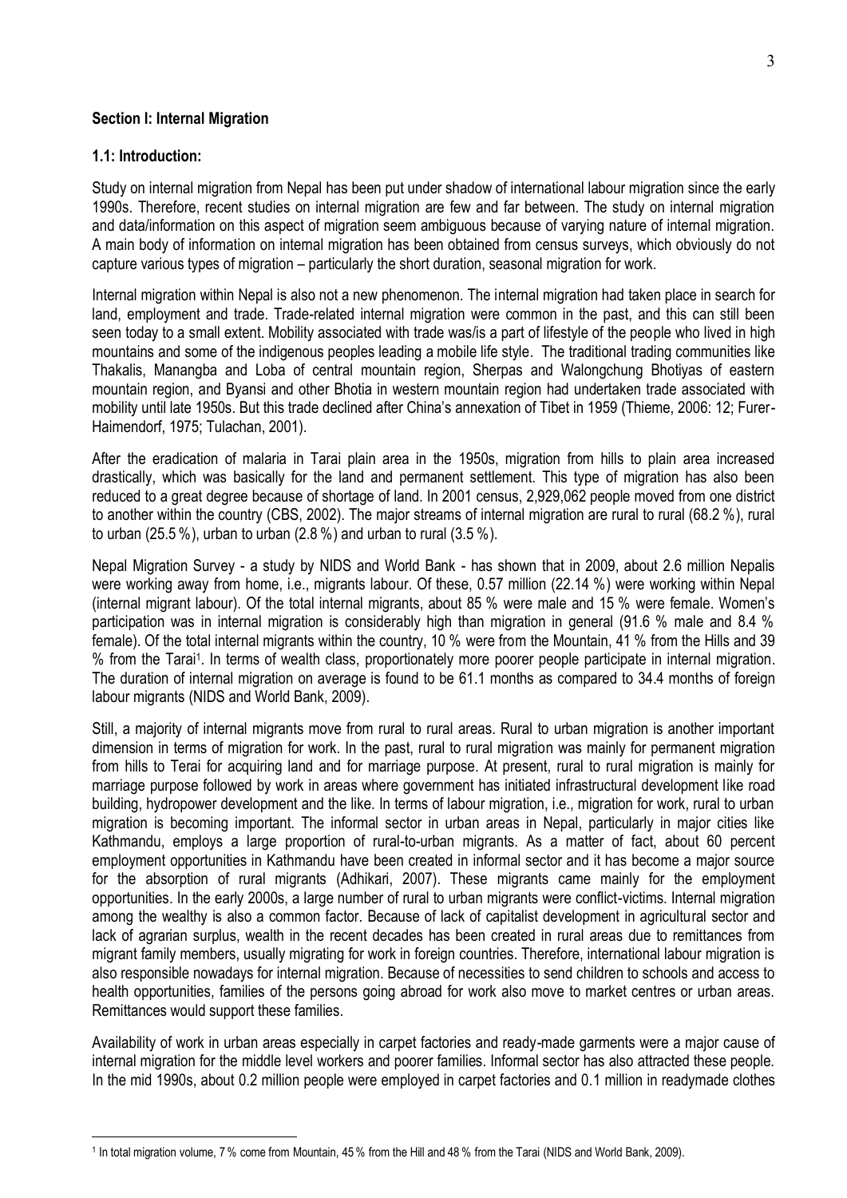**Section I: Internal Migration**

**1.1: Introduction:**

Study on internal migration from Nepal has been put under shadow of international labour migration since the early 1990s. Therefore, recent studies on internal migration are few and far between. The study on internal migration and data/information on this aspect of migration seem ambiguous because of varying nature of internal migration. A main body of information on internal migration has been obtained from census surveys, which obviously do not capture various types of migration – particularly the short duration, seasonal migration for work.

Internal migration within Nepal is also not a new phenomenon. The internal migration had taken place in search for land, employment and trade. Trade-related internal migration were common in the past, and this can still been seen today to a small extent. Mobility associated with trade was/is a part of lifestyle of the people who lived in high mountains and some of the indigenous peoples leading a mobile life style. The traditional trading communities like Thakalis, Manangba and Loba of central mountain region, Sherpas and Walongchung Bhotiyas of eastern mountain region, and Byansi and other Bhotia in western mountain region had undertaken trade associated with mobility until late 1950s. But this trade declined after China's annexation of Tibet in 1959 (Thieme, 2006: 12; Furer-Haimendorf, 1975; Tulachan, 2001).

After the eradication of malaria in Tarai plain area in the 1950s, migration from hills to plain area increased drastically, which was basically for the land and permanent settlement. This type of migration has also been reduced to a great degree because of shortage of land. In 2001 census, 2,929,062 people moved from one district to another within the country (CBS, 2002). The major streams of internal migration are rural to rural (68.2 %), rural to urban (25.5 %), urban to urban (2.8 %) and urban to rural (3.5 %).

Nepal Migration Survey - a study by NIDS and World Bank - has shown that in 2009, about 2.6 million Nepalis were working away from home, i.e., migrants labour. Of these, 0.57 million (22.14 %) were working within Nepal (internal migrant labour). Of the total internal migrants, about 85 % were male and 15 % were female. Women's participation was in internal migration is considerably high than migration in general (91.6 % male and 8.4 % female). Of the total internal migrants within the country, 10 % were from the Mountain, 41 % from the Hills and 39 % from the Tarai[1]. In terms of wealth class, proportionately more poorer people participate in internal migration. The duration of internal migration on average is found to be 61.1 months as compared to 34.4 months of foreign labour migrants (NIDS and World Bank, 2009).

Still, a majority of internal migrants move from rural to rural areas. Rural to urban migration is another important dimension in terms of migration for work. In the past, rural to rural migration was mainly for permanent migration from hills to Terai for acquiring land and for marriage purpose. At present, rural to rural migration is mainly for marriage purpose followed by work in areas where government has initiated infrastructural development like road building, hydropower development and the like. In terms of labour migration, i.e., migration for work, rural to urban migration is becoming important. The informal sector in urban areas in Nepal, particularly in major cities like Kathmandu, employs a large proportion of rural-to-urban migrants. As a matter of fact, about 60 percent employment opportunities in Kathmandu have been created in informal sector and it has become a major source for the absorption of rural migrants (Adhikari, 2007). These migrants came mainly for the employment opportunities. In the early 2000s, a large number of rural to urban migrants were conflict-victims. Internal migration among the wealthy is also a common factor. Because of lack of capitalist development in agricultural sector and lack of agrarian surplus, wealth in the recent decades has been created in rural areas due to remittances from migrant family members, usually migrating for work in foreign countries. Therefore, international labour migration is also responsible nowadays for internal migration. Because of necessities to send children to schools and access to health opportunities, families of the persons going abroad for work also move to market centres or urban areas. Remittances would support these families.

Availability of work in urban areas especially in carpet factories and ready-made garments were a major cause of internal migration for the middle level workers and poorer families. Informal sector has also attracted these people. In the mid 1990s, about 0.2 million people were employed in carpet factories and 0.1 million in readymade clothes

[1] In total migration volume, 7 % come from Mountain, 45 % from the Hill and 48 % from the Tarai (NIDS and World Bank, 2009).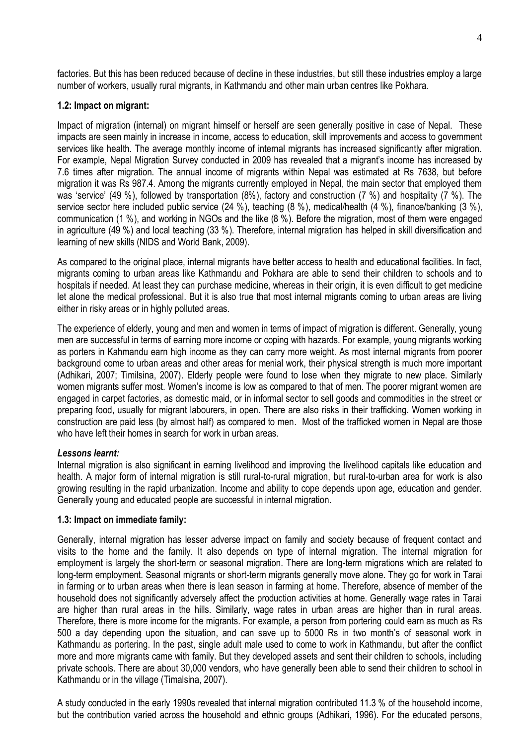factories. But this has been reduced because of decline in these industries, but still these industries employ a large number of workers, usually rural migrants, in Kathmandu and other main urban centres like Pokhara.

### 1.2: Impact on migrant:

Impact of migration (internal) on migrant himself or herself are seen generally positive in case of Nepal. These impacts are seen mainly in increase in income, access to education, skill improvements and access to government services like health. The average monthly income of internal migrants has increased significantly after migration. For example, Nepal Migration Survey conducted in 2009 has revealed that a migrant's income has increased by 7.6 times after migration. The annual income of migrants within Nepal was estimated at Rs 7638, but before migration it was Rs 987.4. Among the migrants currently employed in Nepal, the main sector that employed them was 'service' (49 %), followed by transportation (8%), factory and construction (7 %) and hospitality (7 %). The service sector here included public service (24 %), teaching (8 %), medical/health (4 %), finance/banking (3 %), communication (1 %), and working in NGOs and the like (8 %). Before the migration, most of them were engaged in agriculture (49 %) and local teaching (33 %). Therefore, internal migration has helped in skill diversification and learning of new skills (NIDS and World Bank, 2009).

As compared to the original place, internal migrants have better access to health and educational facilities. In fact, migrants coming to urban areas like Kathmandu and Pokhara are able to send their children to schools and to hospitals if needed. At least they can purchase medicine, whereas in their origin, it is even difficult to get medicine let alone the medical professional. But it is also true that most internal migrants coming to urban areas are living either in risky areas or in highly polluted areas.

The experience of elderly, young and men and women in terms of impact of migration is different. Generally, young men are successful in terms of earning more income or coping with hazards. For example, young migrants working as porters in Kahmandu earn high income as they can carry more weight. As most internal migrants from poorer background come to urban areas and other areas for menial work, their physical strength is much more important (Adhikari, 2007; Timilsina, 2007). Elderly people were found to lose when they migrate to new place. Similarly women migrants suffer most. Women's income is low as compared to that of men. The poorer migrant women are engaged in carpet factories, as domestic maid, or in informal sector to sell goods and commodities in the street or preparing food, usually for migrant labourers, in open. There are also risks in their trafficking. Women working in construction are paid less (by almost half) as compared to men. Most of the trafficked women in Nepal are those who have left their homes in search for work in urban areas.

***Lessons learnt:***

Internal migration is also significant in earning livelihood and improving the livelihood capitals like education and health. A major form of internal migration is still rural-to-rural migration, but rural-to-urban area for work is also growing resulting in the rapid urbanization. Income and ability to cope depends upon age, education and gender. Generally young and educated people are successful in internal migration.

### 1.3: Impact on immediate family:

Generally, internal migration has lesser adverse impact on family and society because of frequent contact and visits to the home and the family. It also depends on type of internal migration. The internal migration for employment is largely the short-term or seasonal migration. There are long-term migrations which are related to long-term employment. Seasonal migrants or short-term migrants generally move alone. They go for work in Tarai in farming or to urban areas when there is lean season in farming at home. Therefore, absence of member of the household does not significantly adversely affect the production activities at home. Generally wage rates in Tarai are higher than rural areas in the hills. Similarly, wage rates in urban areas are higher than in rural areas. Therefore, there is more income for the migrants. For example, a person from portering could earn as much as Rs 500 a day depending upon the situation, and can save up to 5000 Rs in two month's of seasonal work in Kathmandu as portering. In the past, single adult male used to come to work in Kathmandu, but after the conflict more and more migrants came with family. But they developed assets and sent their children to schools, including private schools. There are about 30,000 vendors, who have generally been able to send their children to school in Kathmandu or in the village (Timalsina, 2007).

A study conducted in the early 1990s revealed that internal migration contributed 11.3 % of the household income, but the contribution varied across the household and ethnic groups (Adhikari, 1996). For the educated persons,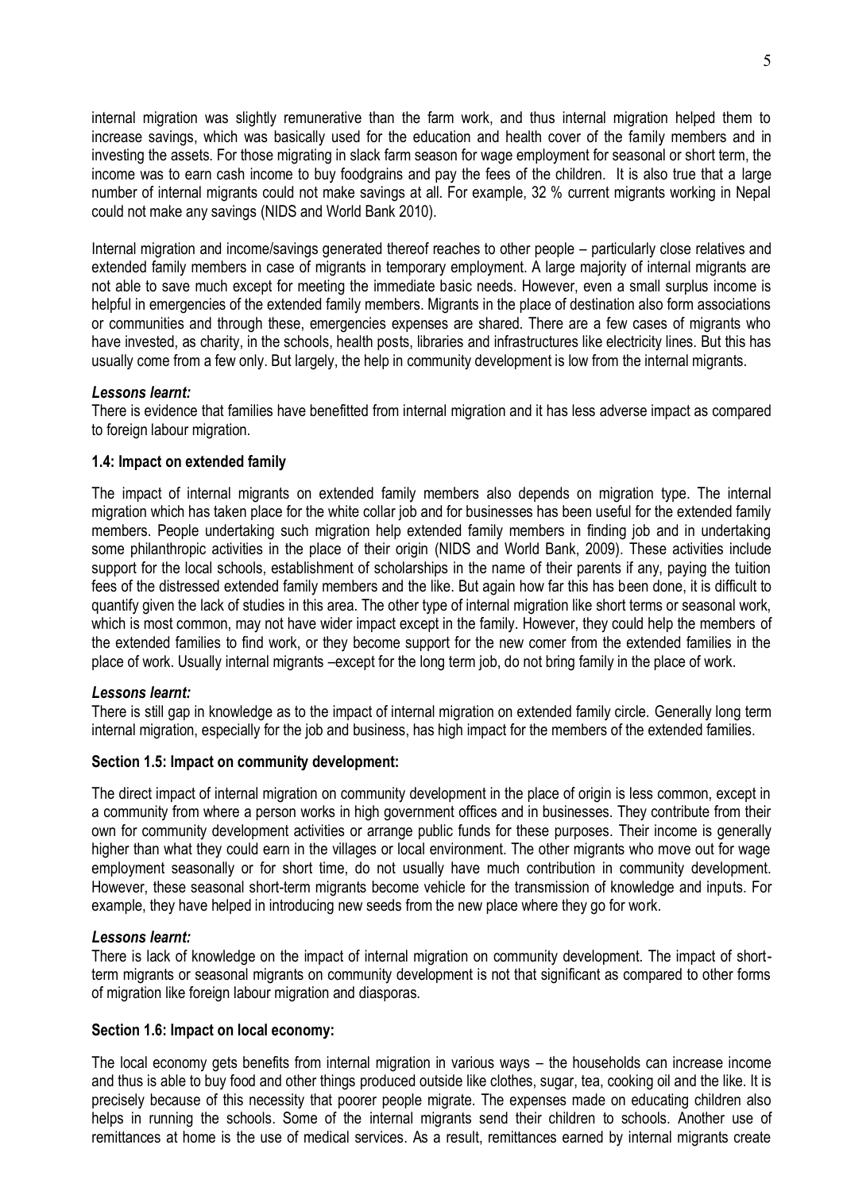internal migration was slightly remunerative than the farm work, and thus internal migration helped them to increase savings, which was basically used for the education and health cover of the family members and in investing the assets. For those migrating in slack farm season for wage employment for seasonal or short term, the income was to earn cash income to buy foodgrains and pay the fees of the children. It is also true that a large number of internal migrants could not make savings at all. For example, 32 % current migrants working in Nepal could not make any savings (NIDS and World Bank 2010).

Internal migration and income/savings generated thereof reaches to other people – particularly close relatives and extended family members in case of migrants in temporary employment. A large majority of internal migrants are not able to save much except for meeting the immediate basic needs. However, even a small surplus income is helpful in emergencies of the extended family members. Migrants in the place of destination also form associations or communities and through these, emergencies expenses are shared. There are a few cases of migrants who have invested, as charity, in the schools, health posts, libraries and infrastructures like electricity lines. But this has usually come from a few only. But largely, the help in community development is low from the internal migrants.

***Lessons learnt:***

There is evidence that families have benefitted from internal migration and it has less adverse impact as compared to foreign labour migration.

**1.4: Impact on extended family**

The impact of internal migrants on extended family members also depends on migration type. The internal migration which has taken place for the white collar job and for businesses has been useful for the extended family members. People undertaking such migration help extended family members in finding job and in undertaking some philanthropic activities in the place of their origin (NIDS and World Bank, 2009). These activities include support for the local schools, establishment of scholarships in the name of their parents if any, paying the tuition fees of the distressed extended family members and the like. But again how far this has been done, it is difficult to quantify given the lack of studies in this area. The other type of internal migration like short terms or seasonal work, which is most common, may not have wider impact except in the family. However, they could help the members of the extended families to find work, or they become support for the new comer from the extended families in the place of work. Usually internal migrants –except for the long term job, do not bring family in the place of work.

***Lessons learnt:***

There is still gap in knowledge as to the impact of internal migration on extended family circle. Generally long term internal migration, especially for the job and business, has high impact for the members of the extended families.

**Section 1.5: Impact on community development:**

The direct impact of internal migration on community development in the place of origin is less common, except in a community from where a person works in high government offices and in businesses. They contribute from their own for community development activities or arrange public funds for these purposes. Their income is generally higher than what they could earn in the villages or local environment. The other migrants who move out for wage employment seasonally or for short time, do not usually have much contribution in community development. However, these seasonal short-term migrants become vehicle for the transmission of knowledge and inputs. For example, they have helped in introducing new seeds from the new place where they go for work.

***Lessons learnt:***

There is lack of knowledge on the impact of internal migration on community development. The impact of short-term migrants or seasonal migrants on community development is not that significant as compared to other forms of migration like foreign labour migration and diasporas.

**Section 1.6: Impact on local economy:**

The local economy gets benefits from internal migration in various ways – the households can increase income and thus is able to buy food and other things produced outside like clothes, sugar, tea, cooking oil and the like. It is precisely because of this necessity that poorer people migrate. The expenses made on educating children also helps in running the schools. Some of the internal migrants send their children to schools. Another use of remittances at home is the use of medical services. As a result, remittances earned by internal migrants create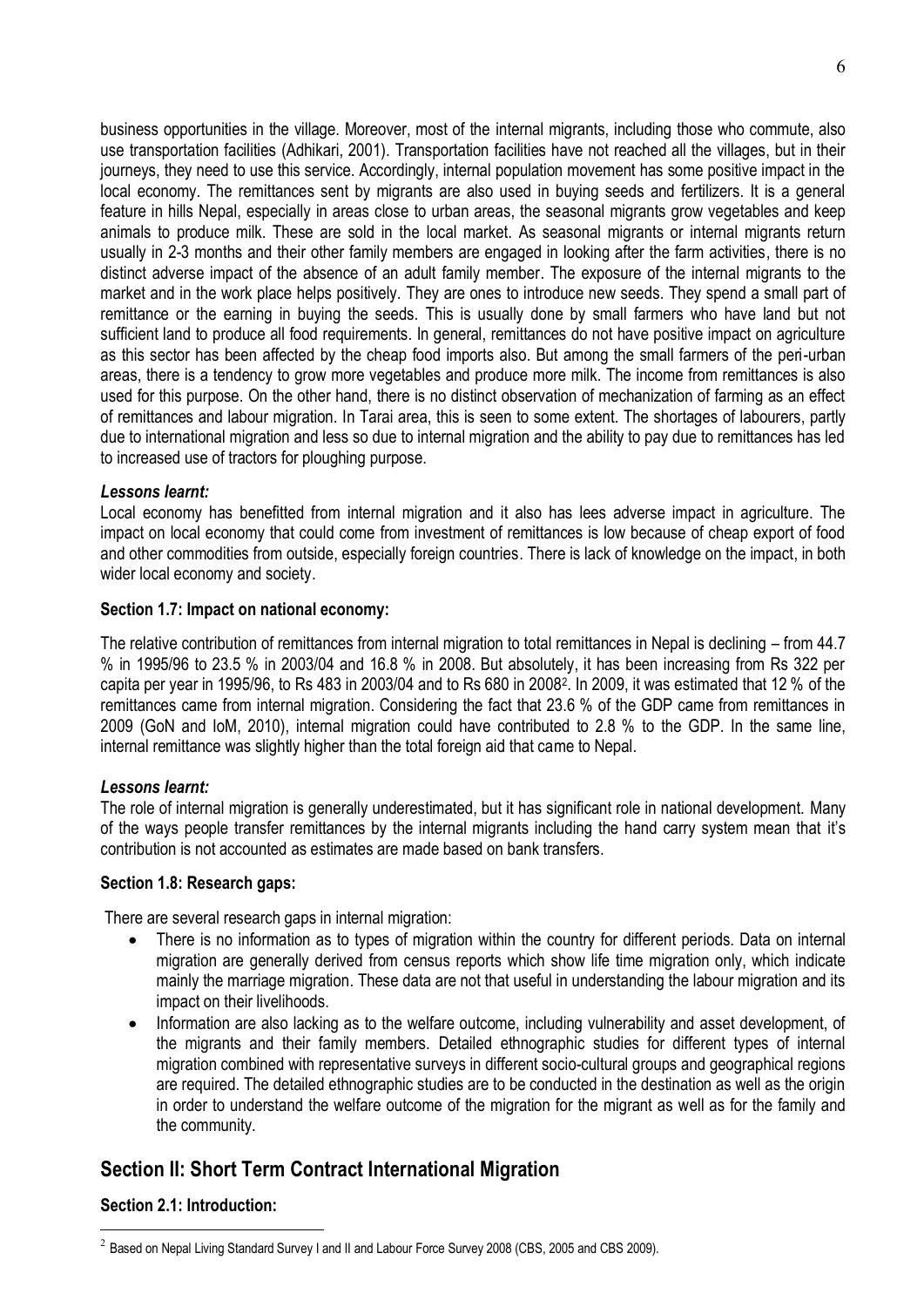business opportunities in the village. Moreover, most of the internal migrants, including those who commute, also use transportation facilities (Adhikari, 2001). Transportation facilities have not reached all the villages, but in their journeys, they need to use this service. Accordingly, internal population movement has some positive impact in the local economy. The remittances sent by migrants are also used in buying seeds and fertilizers. It is a general feature in hills Nepal, especially in areas close to urban areas, the seasonal migrants grow vegetables and keep animals to produce milk. These are sold in the local market. As seasonal migrants or internal migrants return usually in 2-3 months and their other family members are engaged in looking after the farm activities, there is no distinct adverse impact of the absence of an adult family member. The exposure of the internal migrants to the market and in the work place helps positively. They are ones to introduce new seeds. They spend a small part of remittance or the earning in buying the seeds. This is usually done by small farmers who have land but not sufficient land to produce all food requirements. In general, remittances do not have positive impact on agriculture as this sector has been affected by the cheap food imports also. But among the small farmers of the peri-urban areas, there is a tendency to grow more vegetables and produce more milk. The income from remittances is also used for this purpose. On the other hand, there is no distinct observation of mechanization of farming as an effect of remittances and labour migration. In Tarai area, this is seen to some extent. The shortages of labourers, partly due to international migration and less so due to internal migration and the ability to pay due to remittances has led to increased use of tractors for ploughing purpose.

***Lessons learnt:***

Local economy has benefitted from internal migration and it also has lees adverse impact in agriculture. The impact on local economy that could come from investment of remittances is low because of cheap export of food and other commodities from outside, especially foreign countries. There is lack of knowledge on the impact, in both wider local economy and society.

**Section 1.7: Impact on national economy:**

The relative contribution of remittances from internal migration to total remittances in Nepal is declining – from 44.7 % in 1995/96 to 23.5 % in 2003/04 and 16.8 % in 2008. But absolutely, it has been increasing from Rs 322 per capita per year in 1995/96, to Rs 483 in 2003/04 and to Rs 680 in 2008[2]. In 2009, it was estimated that 12 % of the remittances came from internal migration. Considering the fact that 23.6 % of the GDP came from remittances in 2009 (GoN and IoM, 2010), internal migration could have contributed to 2.8 % to the GDP. In the same line, internal remittance was slightly higher than the total foreign aid that came to Nepal.

***Lessons learnt:***

The role of internal migration is generally underestimated, but it has significant role in national development. Many of the ways people transfer remittances by the internal migrants including the hand carry system mean that it's contribution is not accounted as estimates are made based on bank transfers.

**Section 1.8: Research gaps:**

There are several research gaps in internal migration:

- There is no information as to types of migration within the country for different periods. Data on internal migration are generally derived from census reports which show life time migration only, which indicate mainly the marriage migration. These data are not that useful in understanding the labour migration and its impact on their livelihoods.
- Information are also lacking as to the welfare outcome, including vulnerability and asset development, of the migrants and their family members. Detailed ethnographic studies for different types of internal migration combined with representative surveys in different socio-cultural groups and geographical regions are required. The detailed ethnographic studies are to be conducted in the destination as well as the origin in order to understand the welfare outcome of the migration for the migrant as well as for the family and the community.

## Section II: Short Term Contract International Migration

**Section 2.1: Introduction:**

[2] Based on Nepal Living Standard Survey I and II and Labour Force Survey 2008 (CBS, 2005 and CBS 2009).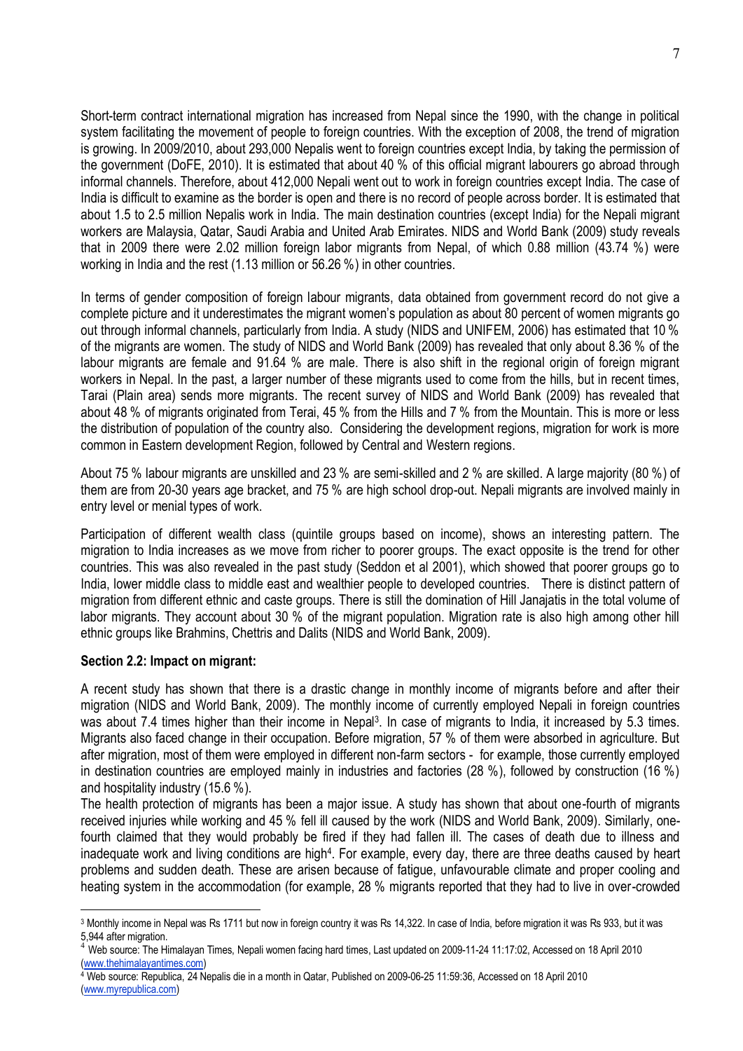Short-term contract international migration has increased from Nepal since the 1990, with the change in political system facilitating the movement of people to foreign countries. With the exception of 2008, the trend of migration is growing. In 2009/2010, about 293,000 Nepalis went to foreign countries except India, by taking the permission of the government (DoFE, 2010). It is estimated that about 40 % of this official migrant labourers go abroad through informal channels. Therefore, about 412,000 Nepali went out to work in foreign countries except India. The case of India is difficult to examine as the border is open and there is no record of people across border. It is estimated that about 1.5 to 2.5 million Nepalis work in India. The main destination countries (except India) for the Nepali migrant workers are Malaysia, Qatar, Saudi Arabia and United Arab Emirates. NIDS and World Bank (2009) study reveals that in 2009 there were 2.02 million foreign labor migrants from Nepal, of which 0.88 million (43.74 %) were working in India and the rest (1.13 million or 56.26 %) in other countries.

In terms of gender composition of foreign labour migrants, data obtained from government record do not give a complete picture and it underestimates the migrant women's population as about 80 percent of women migrants go out through informal channels, particularly from India. A study (NIDS and UNIFEM, 2006) has estimated that 10 % of the migrants are women. The study of NIDS and World Bank (2009) has revealed that only about 8.36 % of the labour migrants are female and 91.64 % are male. There is also shift in the regional origin of foreign migrant workers in Nepal. In the past, a larger number of these migrants used to come from the hills, but in recent times, Tarai (Plain area) sends more migrants. The recent survey of NIDS and World Bank (2009) has revealed that about 48 % of migrants originated from Terai, 45 % from the Hills and 7 % from the Mountain. This is more or less the distribution of population of the country also. Considering the development regions, migration for work is more common in Eastern development Region, followed by Central and Western regions.

About 75 % labour migrants are unskilled and 23 % are semi-skilled and 2 % are skilled. A large majority (80 %) of them are from 20-30 years age bracket, and 75 % are high school drop-out. Nepali migrants are involved mainly in entry level or menial types of work.

Participation of different wealth class (quintile groups based on income), shows an interesting pattern. The migration to India increases as we move from richer to poorer groups. The exact opposite is the trend for other countries. This was also revealed in the past study (Seddon et al 2001), which showed that poorer groups go to India, lower middle class to middle east and wealthier people to developed countries. There is distinct pattern of migration from different ethnic and caste groups. There is still the domination of Hill Janajatis in the total volume of labor migrants. They account about 30 % of the migrant population. Migration rate is also high among other hill ethnic groups like Brahmins, Chettris and Dalits (NIDS and World Bank, 2009).

**Section 2.2: Impact on migrant:**

A recent study has shown that there is a drastic change in monthly income of migrants before and after their migration (NIDS and World Bank, 2009). The monthly income of currently employed Nepali in foreign countries was about 7.4 times higher than their income in Nepal[3]. In case of migrants to India, it increased by 5.3 times. Migrants also faced change in their occupation. Before migration, 57 % of them were absorbed in agriculture. But after migration, most of them were employed in different non-farm sectors - for example, those currently employed in destination countries are employed mainly in industries and factories (28 %), followed by construction (16 %) and hospitality industry (15.6 %).

The health protection of migrants has been a major issue. A study has shown that about one-fourth of migrants received injuries while working and 45 % fell ill caused by the work (NIDS and World Bank, 2009). Similarly, one-fourth claimed that they would probably be fired if they had fallen ill. The cases of death due to illness and inadequate work and living conditions are high[4]. For example, every day, there are three deaths caused by heart problems and sudden death. These are arisen because of fatigue, unfavourable climate and proper cooling and heating system in the accommodation (for example, 28 % migrants reported that they had to live in over-crowded

---

[3] Monthly income in Nepal was Rs 1711 but now in foreign country it was Rs 14,322. In case of India, before migration it was Rs 933, but it was 5,944 after migration.

[4] Web source: The Himalayan Times, Nepali women facing hard times, Last updated on 2009-11-24 11:17:02, Accessed on 18 April 2010 (www.thehimalayantimes.com)

[4] Web source: Republica, 24 Nepalis die in a month in Qatar, Published on 2009-06-25 11:59:36, Accessed on 18 April 2010 (www.myrepublica.com)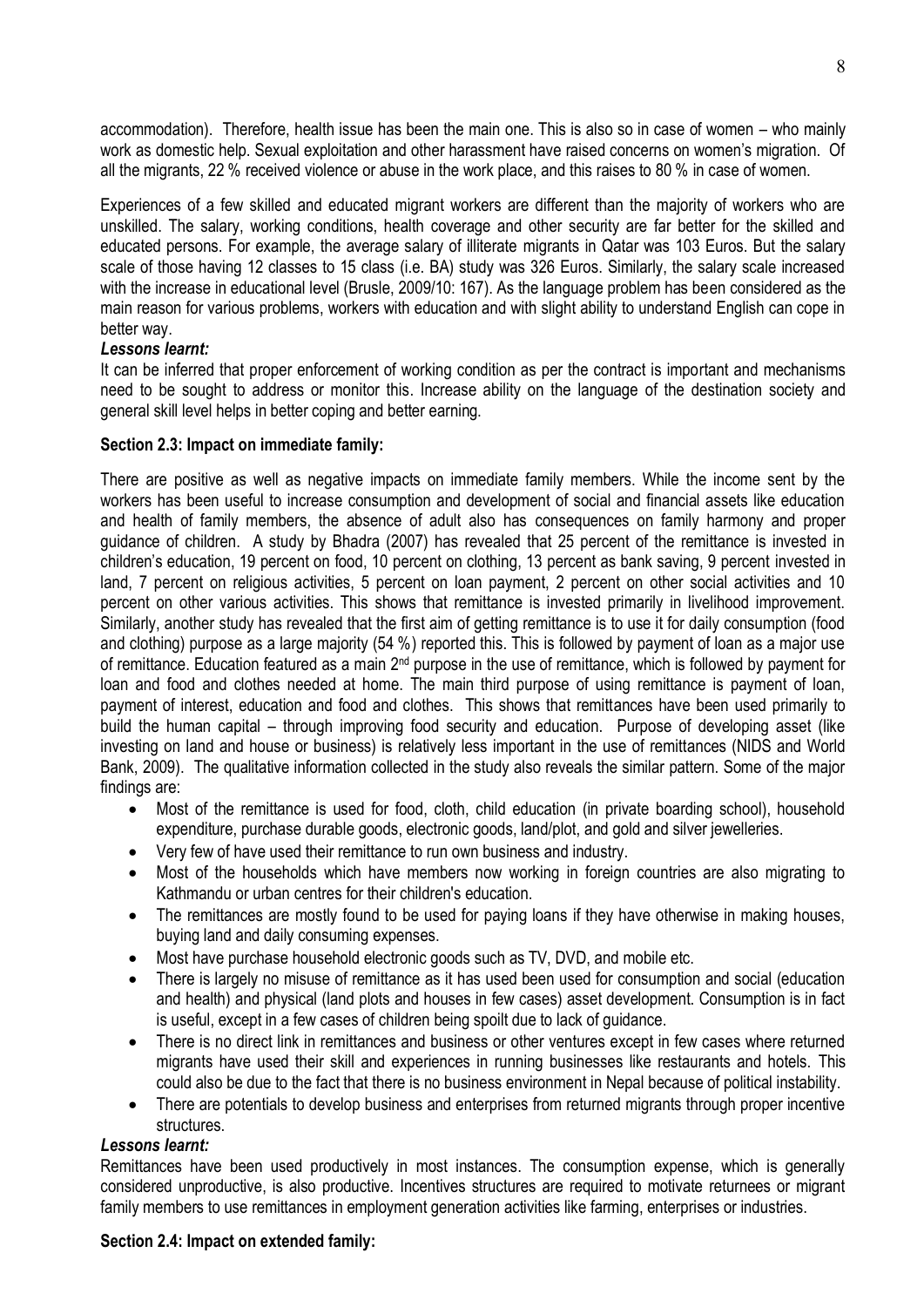accommodation). Therefore, health issue has been the main one. This is also so in case of women – who mainly work as domestic help. Sexual exploitation and other harassment have raised concerns on women's migration. Of all the migrants, 22 % received violence or abuse in the work place, and this raises to 80 % in case of women.

Experiences of a few skilled and educated migrant workers are different than the majority of workers who are unskilled. The salary, working conditions, health coverage and other security are far better for the skilled and educated persons. For example, the average salary of illiterate migrants in Qatar was 103 Euros. But the salary scale of those having 12 classes to 15 class (i.e. BA) study was 326 Euros. Similarly, the salary scale increased with the increase in educational level (Brusle, 2009/10: 167). As the language problem has been considered as the main reason for various problems, workers with education and with slight ability to understand English can cope in better way.

***Lessons learnt:***

It can be inferred that proper enforcement of working condition as per the contract is important and mechanisms need to be sought to address or monitor this. Increase ability on the language of the destination society and general skill level helps in better coping and better earning.

**Section 2.3: Impact on immediate family:**

There are positive as well as negative impacts on immediate family members. While the income sent by the workers has been useful to increase consumption and development of social and financial assets like education and health of family members, the absence of adult also has consequences on family harmony and proper guidance of children. A study by Bhadra (2007) has revealed that 25 percent of the remittance is invested in children's education, 19 percent on food, 10 percent on clothing, 13 percent as bank saving, 9 percent invested in land, 7 percent on religious activities, 5 percent on loan payment, 2 percent on other social activities and 10 percent on other various activities. This shows that remittance is invested primarily in livelihood improvement. Similarly, another study has revealed that the first aim of getting remittance is to use it for daily consumption (food and clothing) purpose as a large majority (54 %) reported this. This is followed by payment of loan as a major use of remittance. Education featured as a main 2nd purpose in the use of remittance, which is followed by payment for loan and food and clothes needed at home. The main third purpose of using remittance is payment of loan, payment of interest, education and food and clothes. This shows that remittances have been used primarily to build the human capital – through improving food security and education. Purpose of developing asset (like investing on land and house or business) is relatively less important in the use of remittances (NIDS and World Bank, 2009). The qualitative information collected in the study also reveals the similar pattern. Some of the major findings are:

- Most of the remittance is used for food, cloth, child education (in private boarding school), household expenditure, purchase durable goods, electronic goods, land/plot, and gold and silver jewelleries.
- Very few of have used their remittance to run own business and industry.
- Most of the households which have members now working in foreign countries are also migrating to Kathmandu or urban centres for their children's education.
- The remittances are mostly found to be used for paying loans if they have otherwise in making houses, buying land and daily consuming expenses.
- Most have purchase household electronic goods such as TV, DVD, and mobile etc.
- There is largely no misuse of remittance as it has used been used for consumption and social (education and health) and physical (land plots and houses in few cases) asset development. Consumption is in fact is useful, except in a few cases of children being spoilt due to lack of guidance.
- There is no direct link in remittances and business or other ventures except in few cases where returned migrants have used their skill and experiences in running businesses like restaurants and hotels. This could also be due to the fact that there is no business environment in Nepal because of political instability.
- There are potentials to develop business and enterprises from returned migrants through proper incentive structures.

***Lessons learnt:***

Remittances have been used productively in most instances. The consumption expense, which is generally considered unproductive, is also productive. Incentives structures are required to motivate returnees or migrant family members to use remittances in employment generation activities like farming, enterprises or industries.

**Section 2.4: Impact on extended family:**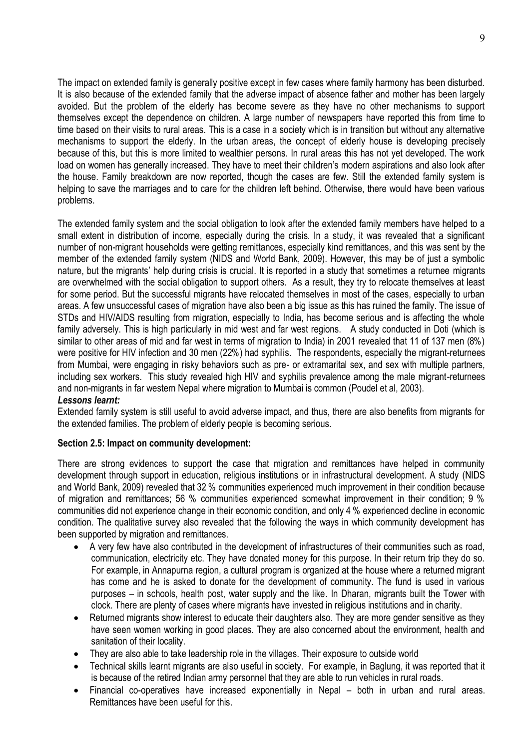The impact on extended family is generally positive except in few cases where family harmony has been disturbed. It is also because of the extended family that the adverse impact of absence father and mother has been largely avoided. But the problem of the elderly has become severe as they have no other mechanisms to support themselves except the dependence on children. A large number of newspapers have reported this from time to time based on their visits to rural areas. This is a case in a society which is in transition but without any alternative mechanisms to support the elderly. In the urban areas, the concept of elderly house is developing precisely because of this, but this is more limited to wealthier persons. In rural areas this has not yet developed. The work load on women has generally increased. They have to meet their children's modern aspirations and also look after the house. Family breakdown are now reported, though the cases are few. Still the extended family system is helping to save the marriages and to care for the children left behind. Otherwise, there would have been various problems.

The extended family system and the social obligation to look after the extended family members have helped to a small extent in distribution of income, especially during the crisis. In a study, it was revealed that a significant number of non-migrant households were getting remittances, especially kind remittances, and this was sent by the member of the extended family system (NIDS and World Bank, 2009). However, this may be of just a symbolic nature, but the migrants' help during crisis is crucial. It is reported in a study that sometimes a returnee migrants are overwhelmed with the social obligation to support others. As a result, they try to relocate themselves at least for some period. But the successful migrants have relocated themselves in most of the cases, especially to urban areas. A few unsuccessful cases of migration have also been a big issue as this has ruined the family. The issue of STDs and HIV/AIDS resulting from migration, especially to India, has become serious and is affecting the whole family adversely. This is high particularly in mid west and far west regions. A study conducted in Doti (which is similar to other areas of mid and far west in terms of migration to India) in 2001 revealed that 11 of 137 men (8%) were positive for HIV infection and 30 men (22%) had syphilis. The respondents, especially the migrant-returnees from Mumbai, were engaging in risky behaviors such as pre- or extramarital sex, and sex with multiple partners, including sex workers. This study revealed high HIV and syphilis prevalence among the male migrant-returnees and non-migrants in far western Nepal where migration to Mumbai is common (Poudel et al, 2003).

***Lessons learnt:***

Extended family system is still useful to avoid adverse impact, and thus, there are also benefits from migrants for the extended families. The problem of elderly people is becoming serious.

**Section 2.5: Impact on community development:**

There are strong evidences to support the case that migration and remittances have helped in community development through support in education, religious institutions or in infrastructural development. A study (NIDS and World Bank, 2009) revealed that 32 % communities experienced much improvement in their condition because of migration and remittances; 56 % communities experienced somewhat improvement in their condition; 9 % communities did not experience change in their economic condition, and only 4 % experienced decline in economic condition. The qualitative survey also revealed that the following the ways in which community development has been supported by migration and remittances.

- A very few have also contributed in the development of infrastructures of their communities such as road, communication, electricity etc. They have donated money for this purpose. In their return trip they do so. For example, in Annapurna region, a cultural program is organized at the house where a returned migrant has come and he is asked to donate for the development of community. The fund is used in various purposes – in schools, health post, water supply and the like. In Dharan, migrants built the Tower with clock. There are plenty of cases where migrants have invested in religious institutions and in charity.
- Returned migrants show interest to educate their daughters also. They are more gender sensitive as they have seen women working in good places. They are also concerned about the environment, health and sanitation of their locality.
- They are also able to take leadership role in the villages. Their exposure to outside world
- Technical skills learnt migrants are also useful in society. For example, in Baglung, it was reported that it is because of the retired Indian army personnel that they are able to run vehicles in rural roads.
- Financial co-operatives have increased exponentially in Nepal – both in urban and rural areas. Remittances have been useful for this.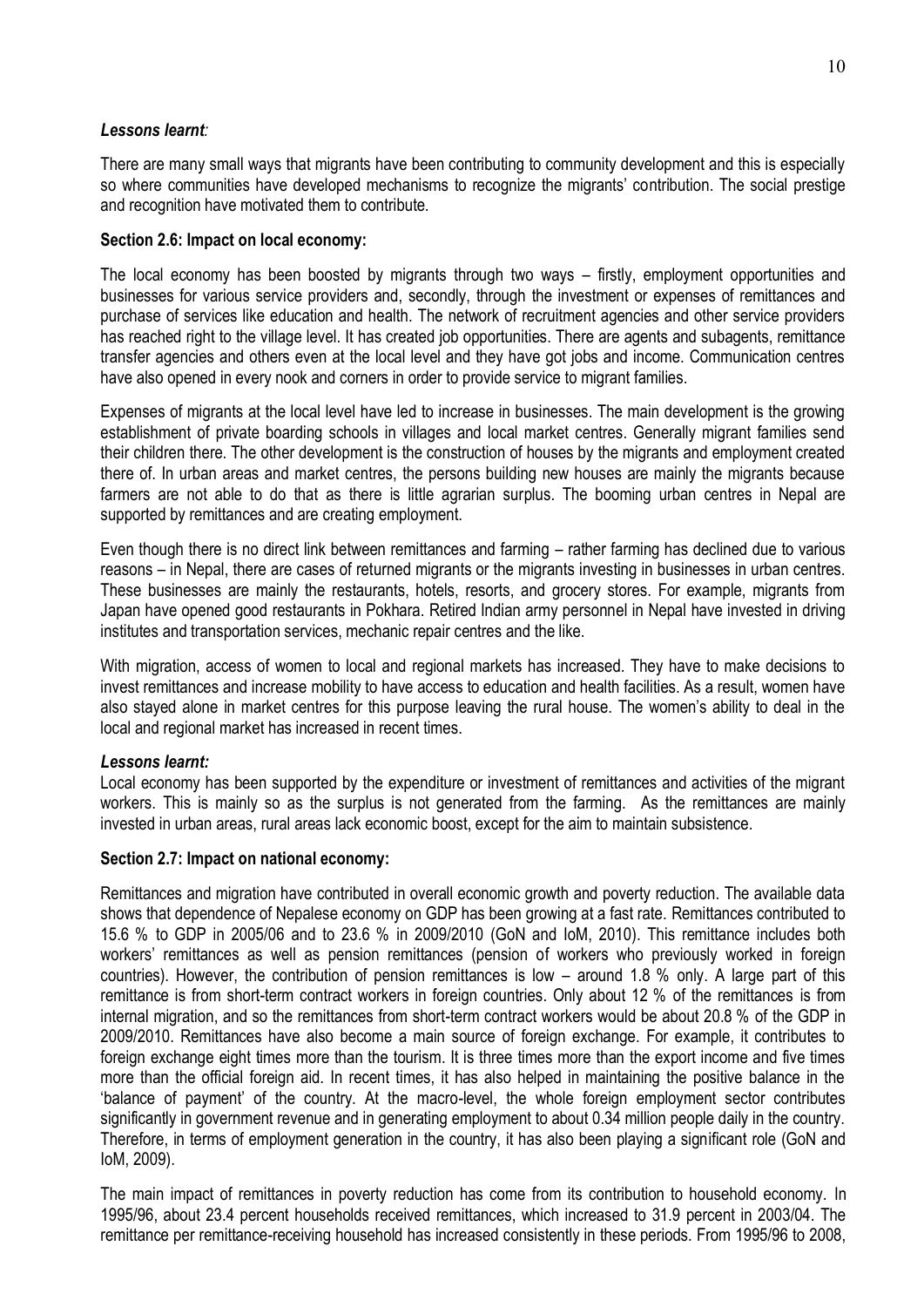*Lessons learnt:*

There are many small ways that migrants have been contributing to community development and this is especially so where communities have developed mechanisms to recognize the migrants' contribution. The social prestige and recognition have motivated them to contribute.

**Section 2.6: Impact on local economy:**

The local economy has been boosted by migrants through two ways – firstly, employment opportunities and businesses for various service providers and, secondly, through the investment or expenses of remittances and purchase of services like education and health. The network of recruitment agencies and other service providers has reached right to the village level. It has created job opportunities. There are agents and subagents, remittance transfer agencies and others even at the local level and they have got jobs and income. Communication centres have also opened in every nook and corners in order to provide service to migrant families.

Expenses of migrants at the local level have led to increase in businesses. The main development is the growing establishment of private boarding schools in villages and local market centres. Generally migrant families send their children there. The other development is the construction of houses by the migrants and employment created there of. In urban areas and market centres, the persons building new houses are mainly the migrants because farmers are not able to do that as there is little agrarian surplus. The booming urban centres in Nepal are supported by remittances and are creating employment.

Even though there is no direct link between remittances and farming – rather farming has declined due to various reasons – in Nepal, there are cases of returned migrants or the migrants investing in businesses in urban centres. These businesses are mainly the restaurants, hotels, resorts, and grocery stores. For example, migrants from Japan have opened good restaurants in Pokhara. Retired Indian army personnel in Nepal have invested in driving institutes and transportation services, mechanic repair centres and the like.

With migration, access of women to local and regional markets has increased. They have to make decisions to invest remittances and increase mobility to have access to education and health facilities. As a result, women have also stayed alone in market centres for this purpose leaving the rural house. The women's ability to deal in the local and regional market has increased in recent times.

*Lessons learnt:*

Local economy has been supported by the expenditure or investment of remittances and activities of the migrant workers. This is mainly so as the surplus is not generated from the farming. As the remittances are mainly invested in urban areas, rural areas lack economic boost, except for the aim to maintain subsistence.

**Section 2.7: Impact on national economy:**

Remittances and migration have contributed in overall economic growth and poverty reduction. The available data shows that dependence of Nepalese economy on GDP has been growing at a fast rate. Remittances contributed to 15.6 % to GDP in 2005/06 and to 23.6 % in 2009/2010 (GoN and IoM, 2010). This remittance includes both workers' remittances as well as pension remittances (pension of workers who previously worked in foreign countries). However, the contribution of pension remittances is low – around 1.8 % only. A large part of this remittance is from short-term contract workers in foreign countries. Only about 12 % of the remittances is from internal migration, and so the remittances from short-term contract workers would be about 20.8 % of the GDP in 2009/2010. Remittances have also become a main source of foreign exchange. For example, it contributes to foreign exchange eight times more than the tourism. It is three times more than the export income and five times more than the official foreign aid. In recent times, it has also helped in maintaining the positive balance in the 'balance of payment' of the country. At the macro-level, the whole foreign employment sector contributes significantly in government revenue and in generating employment to about 0.34 million people daily in the country. Therefore, in terms of employment generation in the country, it has also been playing a significant role (GoN and IoM, 2009).

The main impact of remittances in poverty reduction has come from its contribution to household economy. In 1995/96, about 23.4 percent households received remittances, which increased to 31.9 percent in 2003/04. The remittance per remittance-receiving household has increased consistently in these periods. From 1995/96 to 2008,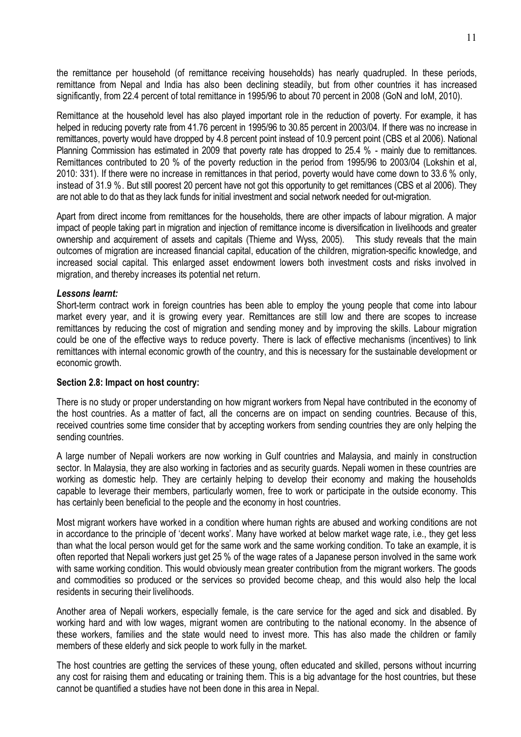the remittance per household (of remittance receiving households) has nearly quadrupled. In these periods, remittance from Nepal and India has also been declining steadily, but from other countries it has increased significantly, from 22.4 percent of total remittance in 1995/96 to about 70 percent in 2008 (GoN and IoM, 2010).

Remittance at the household level has also played important role in the reduction of poverty. For example, it has helped in reducing poverty rate from 41.76 percent in 1995/96 to 30.85 percent in 2003/04. If there was no increase in remittances, poverty would have dropped by 4.8 percent point instead of 10.9 percent point (CBS et al 2006). National Planning Commission has estimated in 2009 that poverty rate has dropped to 25.4 % - mainly due to remittances. Remittances contributed to 20 % of the poverty reduction in the period from 1995/96 to 2003/04 (Lokshin et al, 2010: 331). If there were no increase in remittances in that period, poverty would have come down to 33.6 % only, instead of 31.9 %. But still poorest 20 percent have not got this opportunity to get remittances (CBS et al 2006). They are not able to do that as they lack funds for initial investment and social network needed for out-migration.

Apart from direct income from remittances for the households, there are other impacts of labour migration. A major impact of people taking part in migration and injection of remittance income is diversification in livelihoods and greater ownership and acquirement of assets and capitals (Thieme and Wyss, 2005). This study reveals that the main outcomes of migration are increased financial capital, education of the children, migration-specific knowledge, and increased social capital. This enlarged asset endowment lowers both investment costs and risks involved in migration, and thereby increases its potential net return.

***Lessons learnt:***

Short-term contract work in foreign countries has been able to employ the young people that come into labour market every year, and it is growing every year. Remittances are still low and there are scopes to increase remittances by reducing the cost of migration and sending money and by improving the skills. Labour migration could be one of the effective ways to reduce poverty. There is lack of effective mechanisms (incentives) to link remittances with internal economic growth of the country, and this is necessary for the sustainable development or economic growth.

**Section 2.8: Impact on host country:**

There is no study or proper understanding on how migrant workers from Nepal have contributed in the economy of the host countries. As a matter of fact, all the concerns are on impact on sending countries. Because of this, received countries some time consider that by accepting workers from sending countries they are only helping the sending countries.

A large number of Nepali workers are now working in Gulf countries and Malaysia, and mainly in construction sector. In Malaysia, they are also working in factories and as security guards. Nepali women in these countries are working as domestic help. They are certainly helping to develop their economy and making the households capable to leverage their members, particularly women, free to work or participate in the outside economy. This has certainly been beneficial to the people and the economy in host countries.

Most migrant workers have worked in a condition where human rights are abused and working conditions are not in accordance to the principle of 'decent works'. Many have worked at below market wage rate, i.e., they get less than what the local person would get for the same work and the same working condition. To take an example, it is often reported that Nepali workers just get 25 % of the wage rates of a Japanese person involved in the same work with same working condition. This would obviously mean greater contribution from the migrant workers. The goods and commodities so produced or the services so provided become cheap, and this would also help the local residents in securing their livelihoods.

Another area of Nepali workers, especially female, is the care service for the aged and sick and disabled. By working hard and with low wages, migrant women are contributing to the national economy. In the absence of these workers, families and the state would need to invest more. This has also made the children or family members of these elderly and sick people to work fully in the market.

The host countries are getting the services of these young, often educated and skilled, persons without incurring any cost for raising them and educating or training them. This is a big advantage for the host countries, but these cannot be quantified a studies have not been done in this area in Nepal.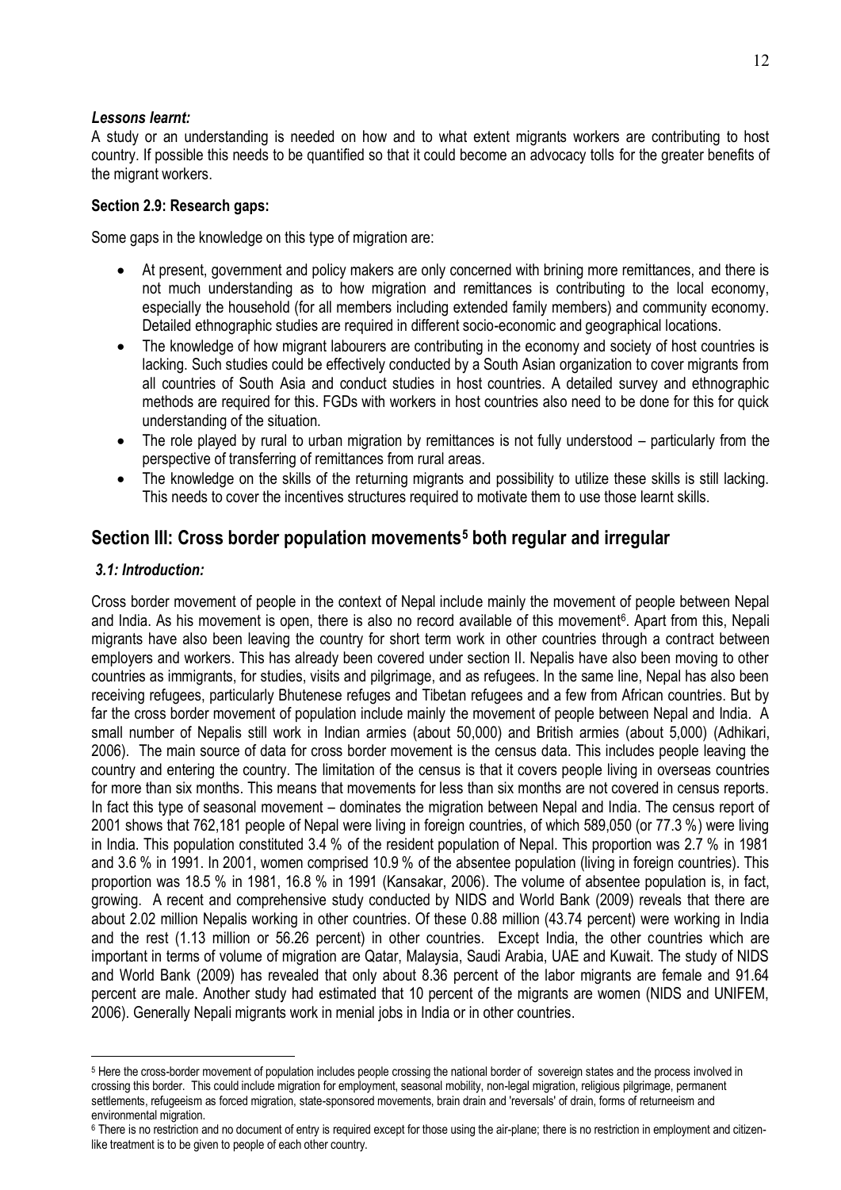***Lessons learnt:***

A study or an understanding is needed on how and to what extent migrants workers are contributing to host country. If possible this needs to be quantified so that it could become an advocacy tolls for the greater benefits of the migrant workers.

**Section 2.9: Research gaps:**

Some gaps in the knowledge on this type of migration are:

- At present, government and policy makers are only concerned with brining more remittances, and there is not much understanding as to how migration and remittances is contributing to the local economy, especially the household (for all members including extended family members) and community economy. Detailed ethnographic studies are required in different socio-economic and geographical locations.
- The knowledge of how migrant labourers are contributing in the economy and society of host countries is lacking. Such studies could be effectively conducted by a South Asian organization to cover migrants from all countries of South Asia and conduct studies in host countries. A detailed survey and ethnographic methods are required for this. FGDs with workers in host countries also need to be done for this for quick understanding of the situation.
- The role played by rural to urban migration by remittances is not fully understood – particularly from the perspective of transferring of remittances from rural areas.
- The knowledge on the skills of the returning migrants and possibility to utilize these skills is still lacking. This needs to cover the incentives structures required to motivate them to use those learnt skills.

## Section III: Cross border population movements[5] both regular and irregular

### *3.1: Introduction:*

Cross border movement of people in the context of Nepal include mainly the movement of people between Nepal and India. As his movement is open, there is also no record available of this movement[6]. Apart from this, Nepali migrants have also been leaving the country for short term work in other countries through a contract between employers and workers. This has already been covered under section II. Nepalis have also been moving to other countries as immigrants, for studies, visits and pilgrimage, and as refugees. In the same line, Nepal has also been receiving refugees, particularly Bhutenese refuges and Tibetan refugees and a few from African countries. But by far the cross border movement of population include mainly the movement of people between Nepal and India. A small number of Nepalis still work in Indian armies (about 50,000) and British armies (about 5,000) (Adhikari, 2006). The main source of data for cross border movement is the census data. This includes people leaving the country and entering the country. The limitation of the census is that it covers people living in overseas countries for more than six months. This means that movements for less than six months are not covered in census reports. In fact this type of seasonal movement – dominates the migration between Nepal and India. The census report of 2001 shows that 762,181 people of Nepal were living in foreign countries, of which 589,050 (or 77.3 %) were living in India. This population constituted 3.4 % of the resident population of Nepal. This proportion was 2.7 % in 1981 and 3.6 % in 1991. In 2001, women comprised 10.9 % of the absentee population (living in foreign countries). This proportion was 18.5 % in 1981, 16.8 % in 1991 (Kansakar, 2006). The volume of absentee population is, in fact, growing. A recent and comprehensive study conducted by NIDS and World Bank (2009) reveals that there are about 2.02 million Nepalis working in other countries. Of these 0.88 million (43.74 percent) were working in India and the rest (1.13 million or 56.26 percent) in other countries. Except India, the other countries which are important in terms of volume of migration are Qatar, Malaysia, Saudi Arabia, UAE and Kuwait. The study of NIDS and World Bank (2009) has revealed that only about 8.36 percent of the labor migrants are female and 91.64 percent are male. Another study had estimated that 10 percent of the migrants are women (NIDS and UNIFEM, 2006). Generally Nepali migrants work in menial jobs in India or in other countries.

---

[5] Here the cross-border movement of population includes people crossing the national border of sovereign states and the process involved in crossing this border. This could include migration for employment, seasonal mobility, non-legal migration, religious pilgrimage, permanent settlements, refugeeism as forced migration, state-sponsored movements, brain drain and 'reversals' of drain, forms of returneeism and environmental migration.

[6] There is no restriction and no document of entry is required except for those using the air-plane; there is no restriction in employment and citizen-like treatment is to be given to people of each other country.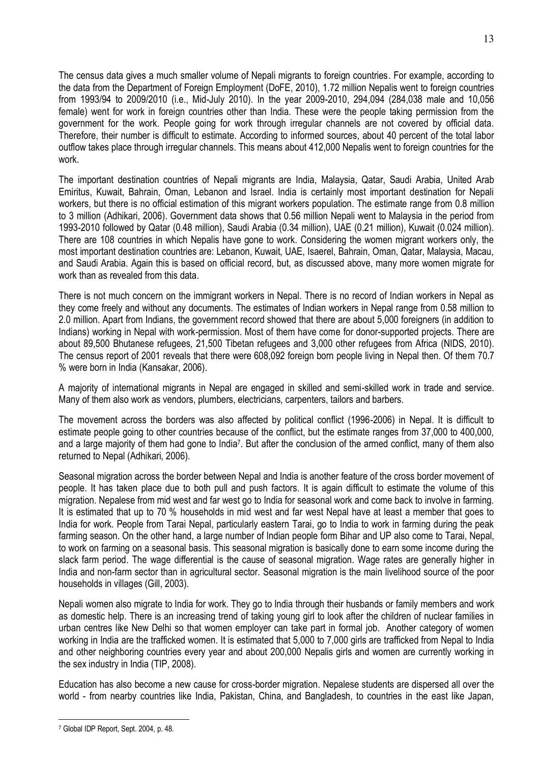The census data gives a much smaller volume of Nepali migrants to foreign countries. For example, according to the data from the Department of Foreign Employment (DoFE, 2010), 1.72 million Nepalis went to foreign countries from 1993/94 to 2009/2010 (i.e., Mid-July 2010). In the year 2009-2010, 294,094 (284,038 male and 10,056 female) went for work in foreign countries other than India. These were the people taking permission from the government for the work. People going for work through irregular channels are not covered by official data. Therefore, their number is difficult to estimate. According to informed sources, about 40 percent of the total labor outflow takes place through irregular channels. This means about 412,000 Nepalis went to foreign countries for the work.

The important destination countries of Nepali migrants are India, Malaysia, Qatar, Saudi Arabia, United Arab Emiritus, Kuwait, Bahrain, Oman, Lebanon and Israel. India is certainly most important destination for Nepali workers, but there is no official estimation of this migrant workers population. The estimate range from 0.8 million to 3 million (Adhikari, 2006). Government data shows that 0.56 million Nepali went to Malaysia in the period from 1993-2010 followed by Qatar (0.48 million), Saudi Arabia (0.34 million), UAE (0.21 million), Kuwait (0.024 million). There are 108 countries in which Nepalis have gone to work. Considering the women migrant workers only, the most important destination countries are: Lebanon, Kuwait, UAE, Isaerel, Bahrain, Oman, Qatar, Malaysia, Macau, and Saudi Arabia. Again this is based on official record, but, as discussed above, many more women migrate for work than as revealed from this data.

There is not much concern on the immigrant workers in Nepal. There is no record of Indian workers in Nepal as they come freely and without any documents. The estimates of Indian workers in Nepal range from 0.58 million to 2.0 million. Apart from Indians, the government record showed that there are about 5,000 foreigners (in addition to Indians) working in Nepal with work-permission. Most of them have come for donor-supported projects. There are about 89,500 Bhutanese refugees, 21,500 Tibetan refugees and 3,000 other refugees from Africa (NIDS, 2010). The census report of 2001 reveals that there were 608,092 foreign born people living in Nepal then. Of them 70.7 % were born in India (Kansakar, 2006).

A majority of international migrants in Nepal are engaged in skilled and semi-skilled work in trade and service. Many of them also work as vendors, plumbers, electricians, carpenters, tailors and barbers.

The movement across the borders was also affected by political conflict (1996-2006) in Nepal. It is difficult to estimate people going to other countries because of the conflict, but the estimate ranges from 37,000 to 400,000, and a large majority of them had gone to India[7]. But after the conclusion of the armed conflict, many of them also returned to Nepal (Adhikari, 2006).

Seasonal migration across the border between Nepal and India is another feature of the cross border movement of people. It has taken place due to both pull and push factors. It is again difficult to estimate the volume of this migration. Nepalese from mid west and far west go to India for seasonal work and come back to involve in farming. It is estimated that up to 70 % households in mid west and far west Nepal have at least a member that goes to India for work. People from Tarai Nepal, particularly eastern Tarai, go to India to work in farming during the peak farming season. On the other hand, a large number of Indian people form Bihar and UP also come to Tarai, Nepal, to work on farming on a seasonal basis. This seasonal migration is basically done to earn some income during the slack farm period. The wage differential is the cause of seasonal migration. Wage rates are generally higher in India and non-farm sector than in agricultural sector. Seasonal migration is the main livelihood source of the poor households in villages (Gill, 2003).

Nepali women also migrate to India for work. They go to India through their husbands or family members and work as domestic help. There is an increasing trend of taking young girl to look after the children of nuclear families in urban centres like New Delhi so that women employer can take part in formal job. Another category of women working in India are the trafficked women. It is estimated that 5,000 to 7,000 girls are trafficked from Nepal to India and other neighboring countries every year and about 200,000 Nepalis girls and women are currently working in the sex industry in India (TIP, 2008).

Education has also become a new cause for cross-border migration. Nepalese students are dispersed all over the world - from nearby countries like India, Pakistan, China, and Bangladesh, to countries in the east like Japan,

---

[7] Global IDP Report, Sept. 2004, p. 48.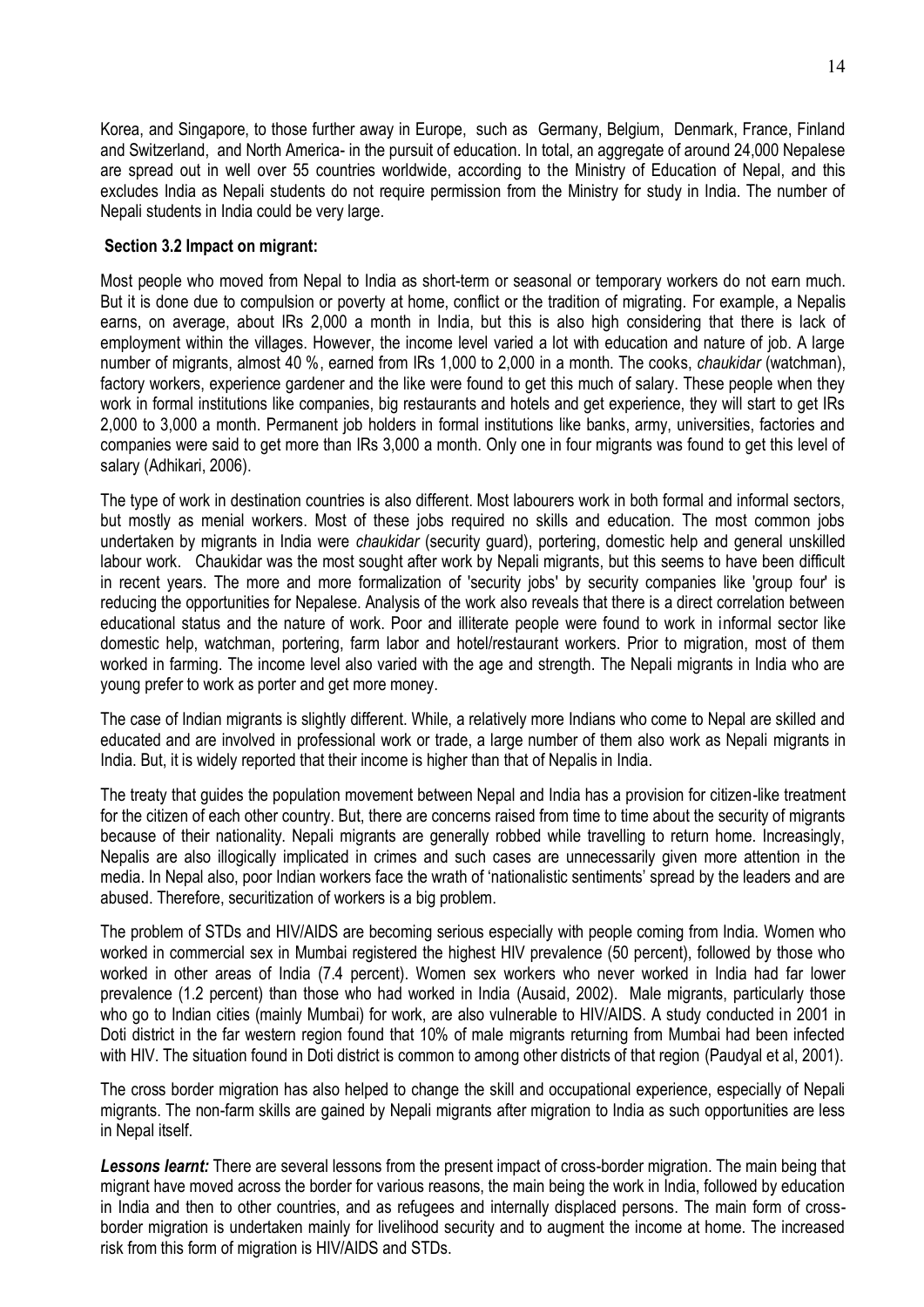Korea, and Singapore, to those further away in Europe, such as Germany, Belgium, Denmark, France, Finland and Switzerland, and North America- in the pursuit of education. In total, an aggregate of around 24,000 Nepalese are spread out in well over 55 countries worldwide, according to the Ministry of Education of Nepal, and this excludes India as Nepali students do not require permission from the Ministry for study in India. The number of Nepali students in India could be very large.

**Section 3.2 Impact on migrant:**

Most people who moved from Nepal to India as short-term or seasonal or temporary workers do not earn much. But it is done due to compulsion or poverty at home, conflict or the tradition of migrating. For example, a Nepalis earns, on average, about IRs 2,000 a month in India, but this is also high considering that there is lack of employment within the villages. However, the income level varied a lot with education and nature of job. A large number of migrants, almost 40 %, earned from IRs 1,000 to 2,000 in a month. The cooks, *chaukidar* (watchman), factory workers, experience gardener and the like were found to get this much of salary. These people when they work in formal institutions like companies, big restaurants and hotels and get experience, they will start to get IRs 2,000 to 3,000 a month. Permanent job holders in formal institutions like banks, army, universities, factories and companies were said to get more than IRs 3,000 a month. Only one in four migrants was found to get this level of salary (Adhikari, 2006).

The type of work in destination countries is also different. Most labourers work in both formal and informal sectors, but mostly as menial workers. Most of these jobs required no skills and education. The most common jobs undertaken by migrants in India were *chaukidar* (security guard), portering, domestic help and general unskilled labour work. Chaukidar was the most sought after work by Nepali migrants, but this seems to have been difficult in recent years. The more and more formalization of 'security jobs' by security companies like 'group four' is reducing the opportunities for Nepalese. Analysis of the work also reveals that there is a direct correlation between educational status and the nature of work. Poor and illiterate people were found to work in informal sector like domestic help, watchman, portering, farm labor and hotel/restaurant workers. Prior to migration, most of them worked in farming. The income level also varied with the age and strength. The Nepali migrants in India who are young prefer to work as porter and get more money.

The case of Indian migrants is slightly different. While, a relatively more Indians who come to Nepal are skilled and educated and are involved in professional work or trade, a large number of them also work as Nepali migrants in India. But, it is widely reported that their income is higher than that of Nepalis in India.

The treaty that guides the population movement between Nepal and India has a provision for citizen-like treatment for the citizen of each other country. But, there are concerns raised from time to time about the security of migrants because of their nationality. Nepali migrants are generally robbed while travelling to return home. Increasingly, Nepalis are also illogically implicated in crimes and such cases are unnecessarily given more attention in the media. In Nepal also, poor Indian workers face the wrath of 'nationalistic sentiments' spread by the leaders and are abused. Therefore, securitization of workers is a big problem.

The problem of STDs and HIV/AIDS are becoming serious especially with people coming from India. Women who worked in commercial sex in Mumbai registered the highest HIV prevalence (50 percent), followed by those who worked in other areas of India (7.4 percent). Women sex workers who never worked in India had far lower prevalence (1.2 percent) than those who had worked in India (Ausaid, 2002). Male migrants, particularly those who go to Indian cities (mainly Mumbai) for work, are also vulnerable to HIV/AIDS. A study conducted in 2001 in Doti district in the far western region found that 10% of male migrants returning from Mumbai had been infected with HIV. The situation found in Doti district is common to among other districts of that region (Paudyal et al, 2001).

The cross border migration has also helped to change the skill and occupational experience, especially of Nepali migrants. The non-farm skills are gained by Nepali migrants after migration to India as such opportunities are less in Nepal itself.

***Lessons learnt:*** There are several lessons from the present impact of cross-border migration. The main being that migrant have moved across the border for various reasons, the main being the work in India, followed by education in India and then to other countries, and as refugees and internally displaced persons. The main form of cross-border migration is undertaken mainly for livelihood security and to augment the income at home. The increased risk from this form of migration is HIV/AIDS and STDs.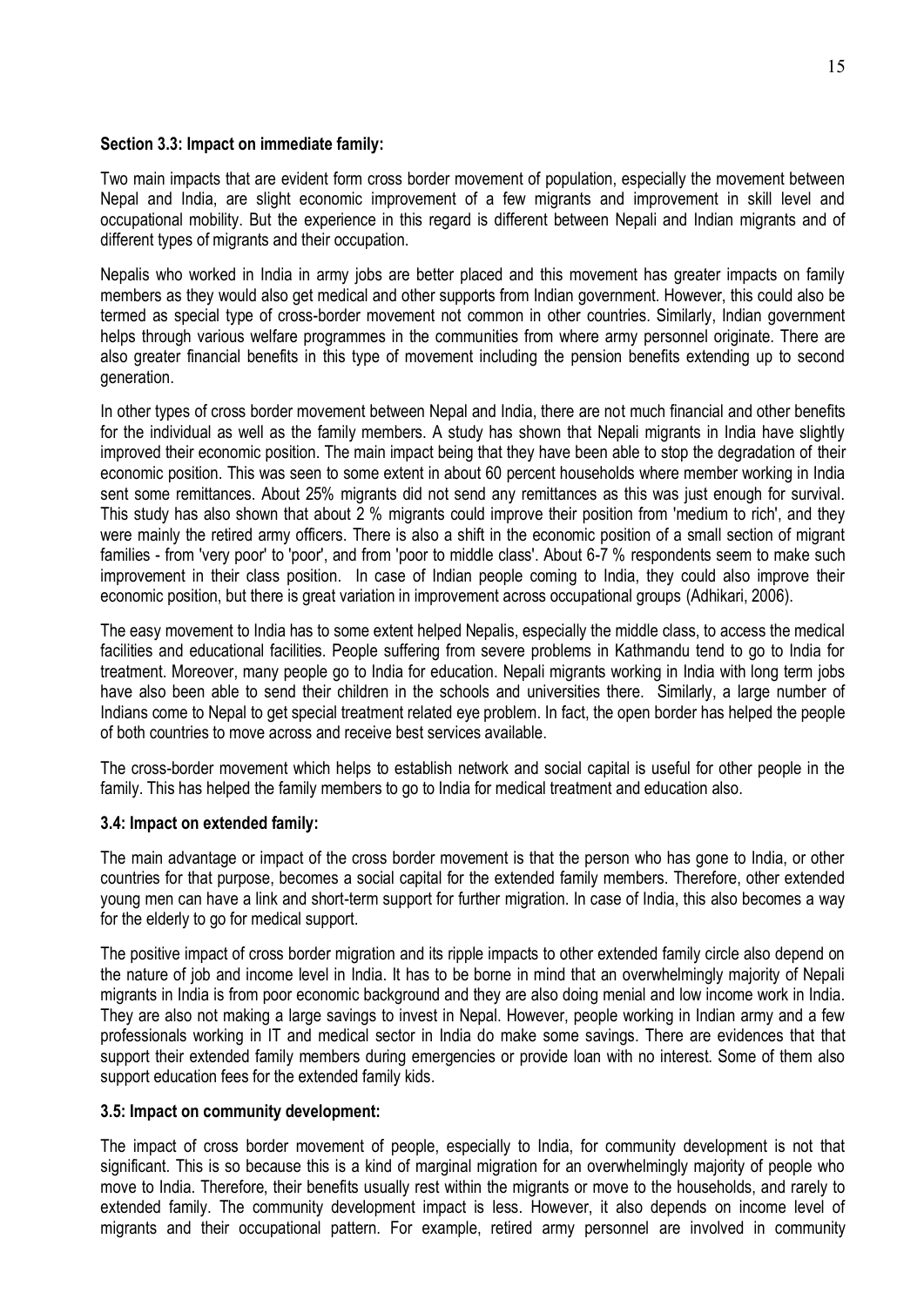**Section 3.3: Impact on immediate family:**

Two main impacts that are evident form cross border movement of population, especially the movement between Nepal and India, are slight economic improvement of a few migrants and improvement in skill level and occupational mobility. But the experience in this regard is different between Nepali and Indian migrants and of different types of migrants and their occupation.

Nepalis who worked in India in army jobs are better placed and this movement has greater impacts on family members as they would also get medical and other supports from Indian government. However, this could also be termed as special type of cross-border movement not common in other countries. Similarly, Indian government helps through various welfare programmes in the communities from where army personnel originate. There are also greater financial benefits in this type of movement including the pension benefits extending up to second generation.

In other types of cross border movement between Nepal and India, there are not much financial and other benefits for the individual as well as the family members. A study has shown that Nepali migrants in India have slightly improved their economic position. The main impact being that they have been able to stop the degradation of their economic position. This was seen to some extent in about 60 percent households where member working in India sent some remittances. About 25% migrants did not send any remittances as this was just enough for survival. This study has also shown that about 2 % migrants could improve their position from 'medium to rich', and they were mainly the retired army officers. There is also a shift in the economic position of a small section of migrant families - from 'very poor' to 'poor', and from 'poor to middle class'. About 6-7 % respondents seem to make such improvement in their class position. In case of Indian people coming to India, they could also improve their economic position, but there is great variation in improvement across occupational groups (Adhikari, 2006).

The easy movement to India has to some extent helped Nepalis, especially the middle class, to access the medical facilities and educational facilities. People suffering from severe problems in Kathmandu tend to go to India for treatment. Moreover, many people go to India for education. Nepali migrants working in India with long term jobs have also been able to send their children in the schools and universities there. Similarly, a large number of Indians come to Nepal to get special treatment related eye problem. In fact, the open border has helped the people of both countries to move across and receive best services available.

The cross-border movement which helps to establish network and social capital is useful for other people in the family. This has helped the family members to go to India for medical treatment and education also.

**3.4: Impact on extended family:**

The main advantage or impact of the cross border movement is that the person who has gone to India, or other countries for that purpose, becomes a social capital for the extended family members. Therefore, other extended young men can have a link and short-term support for further migration. In case of India, this also becomes a way for the elderly to go for medical support.

The positive impact of cross border migration and its ripple impacts to other extended family circle also depend on the nature of job and income level in India. It has to be borne in mind that an overwhelmingly majority of Nepali migrants in India is from poor economic background and they are also doing menial and low income work in India. They are also not making a large savings to invest in Nepal. However, people working in Indian army and a few professionals working in IT and medical sector in India do make some savings. There are evidences that that support their extended family members during emergencies or provide loan with no interest. Some of them also support education fees for the extended family kids.

**3.5: Impact on community development:**

The impact of cross border movement of people, especially to India, for community development is not that significant. This is so because this is a kind of marginal migration for an overwhelmingly majority of people who move to India. Therefore, their benefits usually rest within the migrants or move to the households, and rarely to extended family. The community development impact is less. However, it also depends on income level of migrants and their occupational pattern. For example, retired army personnel are involved in community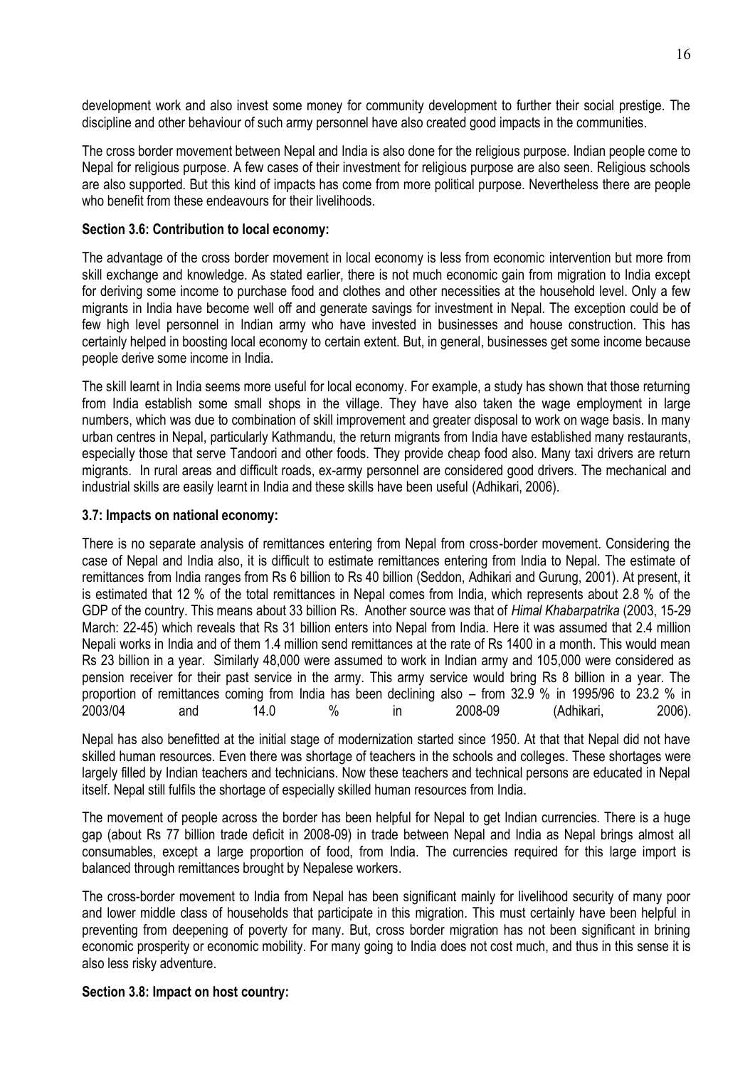development work and also invest some money for community development to further their social prestige. The discipline and other behaviour of such army personnel have also created good impacts in the communities.

The cross border movement between Nepal and India is also done for the religious purpose. Indian people come to Nepal for religious purpose. A few cases of their investment for religious purpose are also seen. Religious schools are also supported. But this kind of impacts has come from more political purpose. Nevertheless there are people who benefit from these endeavours for their livelihoods.

**Section 3.6: Contribution to local economy:**

The advantage of the cross border movement in local economy is less from economic intervention but more from skill exchange and knowledge. As stated earlier, there is not much economic gain from migration to India except for deriving some income to purchase food and clothes and other necessities at the household level. Only a few migrants in India have become well off and generate savings for investment in Nepal. The exception could be of few high level personnel in Indian army who have invested in businesses and house construction. This has certainly helped in boosting local economy to certain extent. But, in general, businesses get some income because people derive some income in India.

The skill learnt in India seems more useful for local economy. For example, a study has shown that those returning from India establish some small shops in the village. They have also taken the wage employment in large numbers, which was due to combination of skill improvement and greater disposal to work on wage basis. In many urban centres in Nepal, particularly Kathmandu, the return migrants from India have established many restaurants, especially those that serve Tandoori and other foods. They provide cheap food also. Many taxi drivers are return migrants. In rural areas and difficult roads, ex-army personnel are considered good drivers. The mechanical and industrial skills are easily learnt in India and these skills have been useful (Adhikari, 2006).

**3.7: Impacts on national economy:**

There is no separate analysis of remittances entering from Nepal from cross-border movement. Considering the case of Nepal and India also, it is difficult to estimate remittances entering from India to Nepal. The estimate of remittances from India ranges from Rs 6 billion to Rs 40 billion (Seddon, Adhikari and Gurung, 2001). At present, it is estimated that 12 % of the total remittances in Nepal comes from India, which represents about 2.8 % of the GDP of the country. This means about 33 billion Rs. Another source was that of *Himal Khabarpatrika* (2003, 15-29 March: 22-45) which reveals that Rs 31 billion enters into Nepal from India. Here it was assumed that 2.4 million Nepali works in India and of them 1.4 million send remittances at the rate of Rs 1400 in a month. This would mean Rs 23 billion in a year. Similarly 48,000 were assumed to work in Indian army and 105,000 were considered as pension receiver for their past service in the army. This army service would bring Rs 8 billion in a year. The proportion of remittances coming from India has been declining also – from 32.9 % in 1995/96 to 23.2 % in 2003/04 and 14.0 % in 2008-09 (Adhikari, 2006).

Nepal has also benefitted at the initial stage of modernization started since 1950. At that that Nepal did not have skilled human resources. Even there was shortage of teachers in the schools and colleges. These shortages were largely filled by Indian teachers and technicians. Now these teachers and technical persons are educated in Nepal itself. Nepal still fulfils the shortage of especially skilled human resources from India.

The movement of people across the border has been helpful for Nepal to get Indian currencies. There is a huge gap (about Rs 77 billion trade deficit in 2008-09) in trade between Nepal and India as Nepal brings almost all consumables, except a large proportion of food, from India. The currencies required for this large import is balanced through remittances brought by Nepalese workers.

The cross-border movement to India from Nepal has been significant mainly for livelihood security of many poor and lower middle class of households that participate in this migration. This must certainly have been helpful in preventing from deepening of poverty for many. But, cross border migration has not been significant in brining economic prosperity or economic mobility. For many going to India does not cost much, and thus in this sense it is also less risky adventure.

**Section 3.8: Impact on host country:**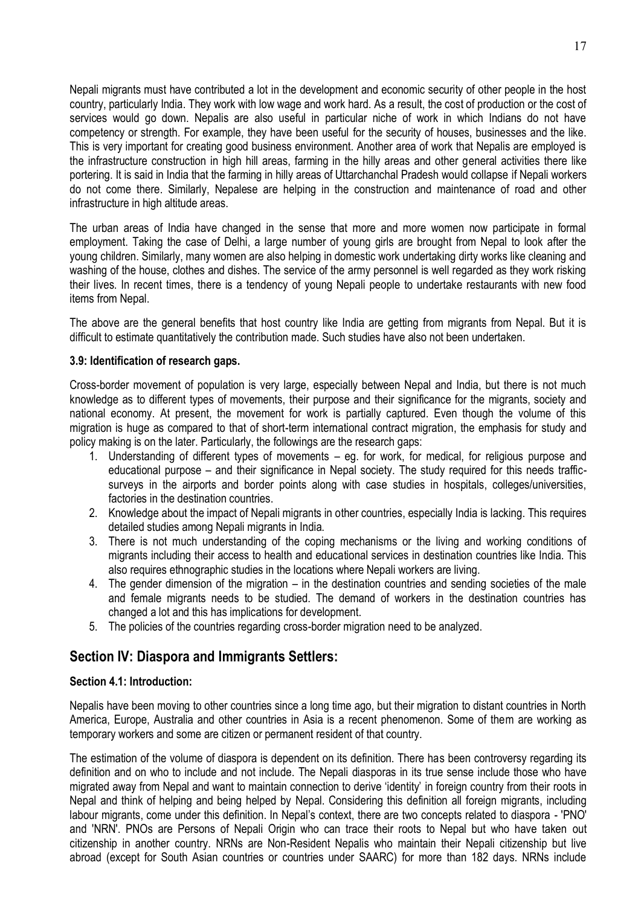Nepali migrants must have contributed a lot in the development and economic security of other people in the host country, particularly India. They work with low wage and work hard. As a result, the cost of production or the cost of services would go down. Nepalis are also useful in particular niche of work in which Indians do not have competency or strength. For example, they have been useful for the security of houses, businesses and the like. This is very important for creating good business environment. Another area of work that Nepalis are employed is the infrastructure construction in high hill areas, farming in the hilly areas and other general activities there like portering. It is said in India that the farming in hilly areas of Uttarchanchal Pradesh would collapse if Nepali workers do not come there. Similarly, Nepalese are helping in the construction and maintenance of road and other infrastructure in high altitude areas.

The urban areas of India have changed in the sense that more and more women now participate in formal employment. Taking the case of Delhi, a large number of young girls are brought from Nepal to look after the young children. Similarly, many women are also helping in domestic work undertaking dirty works like cleaning and washing of the house, clothes and dishes. The service of the army personnel is well regarded as they work risking their lives. In recent times, there is a tendency of young Nepali people to undertake restaurants with new food items from Nepal.

The above are the general benefits that host country like India are getting from migrants from Nepal. But it is difficult to estimate quantitatively the contribution made. Such studies have also not been undertaken.

### 3.9: Identification of research gaps.

Cross-border movement of population is very large, especially between Nepal and India, but there is not much knowledge as to different types of movements, their purpose and their significance for the migrants, society and national economy. At present, the movement for work is partially captured. Even though the volume of this migration is huge as compared to that of short-term international contract migration, the emphasis for study and policy making is on the later. Particularly, the followings are the research gaps:

1. Understanding of different types of movements – eg. for work, for medical, for religious purpose and educational purpose – and their significance in Nepal society. The study required for this needs traffic-surveys in the airports and border points along with case studies in hospitals, colleges/universities, factories in the destination countries.
2. Knowledge about the impact of Nepali migrants in other countries, especially India is lacking. This requires detailed studies among Nepali migrants in India.
3. There is not much understanding of the coping mechanisms or the living and working conditions of migrants including their access to health and educational services in destination countries like India. This also requires ethnographic studies in the locations where Nepali workers are living.
4. The gender dimension of the migration – in the destination countries and sending societies of the male and female migrants needs to be studied. The demand of workers in the destination countries has changed a lot and this has implications for development.
5. The policies of the countries regarding cross-border migration need to be analyzed.

## Section IV: Diaspora and Immigrants Settlers:

### Section 4.1: Introduction:

Nepalis have been moving to other countries since a long time ago, but their migration to distant countries in North America, Europe, Australia and other countries in Asia is a recent phenomenon. Some of them are working as temporary workers and some are citizen or permanent resident of that country.

The estimation of the volume of diaspora is dependent on its definition. There has been controversy regarding its definition and on who to include and not include. The Nepali diasporas in its true sense include those who have migrated away from Nepal and want to maintain connection to derive 'identity' in foreign country from their roots in Nepal and think of helping and being helped by Nepal. Considering this definition all foreign migrants, including labour migrants, come under this definition. In Nepal's context, there are two concepts related to diaspora - 'PNO' and 'NRN'. PNOs are Persons of Nepali Origin who can trace their roots to Nepal but who have taken out citizenship in another country. NRNs are Non-Resident Nepalis who maintain their Nepali citizenship but live abroad (except for South Asian countries or countries under SAARC) for more than 182 days. NRNs include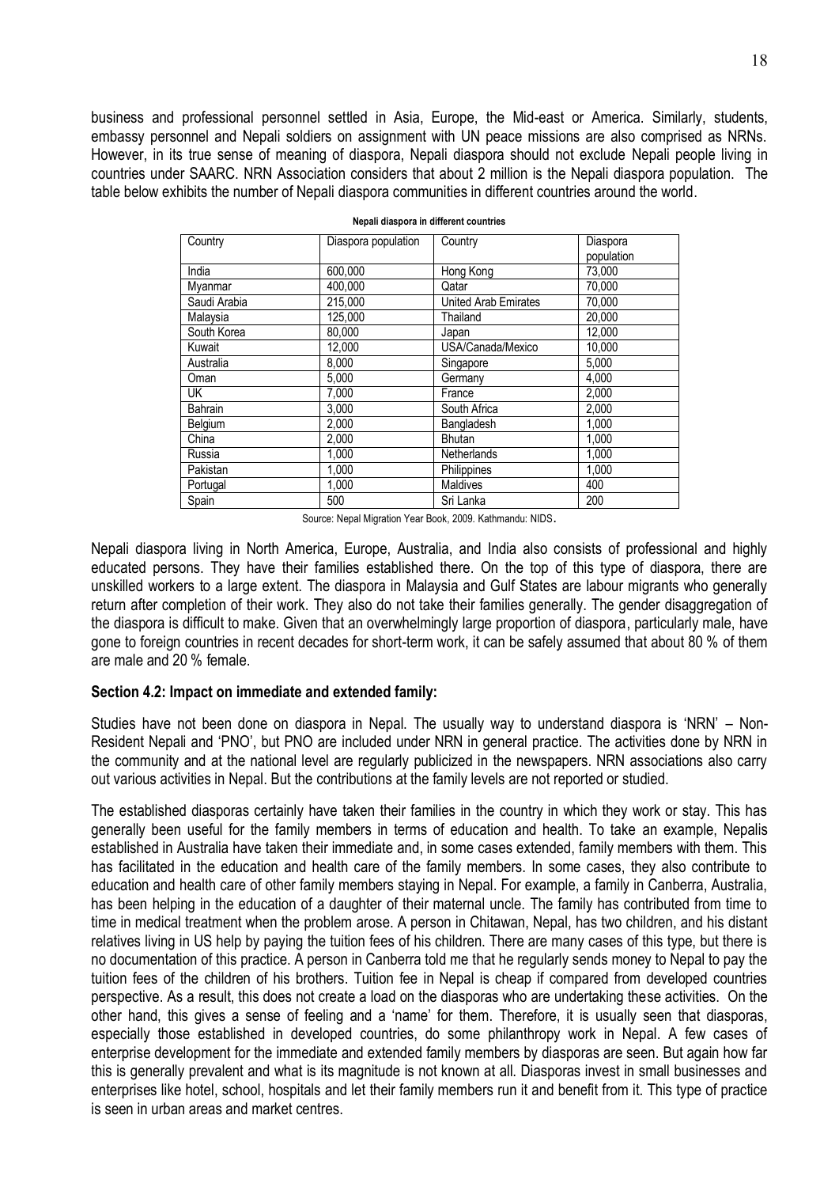business and professional personnel settled in Asia, Europe, the Mid-east or America. Similarly, students, embassy personnel and Nepali soldiers on assignment with UN peace missions are also comprised as NRNs. However, in its true sense of meaning of diaspora, Nepali diaspora should not exclude Nepali people living in countries under SAARC. NRN Association considers that about 2 million is the Nepali diaspora population. The table below exhibits the number of Nepali diaspora communities in different countries around the world.

**Nepali diaspora in different countries**

| Country | Diaspora population | Country | Diaspora population |
|---|---|---|---|
| India | 600,000 | Hong Kong | 73,000 |
| Myanmar | 400,000 | Qatar | 70,000 |
| Saudi Arabia | 215,000 | United Arab Emirates | 70,000 |
| Malaysia | 125,000 | Thailand | 20,000 |
| South Korea | 80,000 | Japan | 12,000 |
| Kuwait | 12,000 | USA/Canada/Mexico | 10,000 |
| Australia | 8,000 | Singapore | 5,000 |
| Oman | 5,000 | Germany | 4,000 |
| UK | 7,000 | France | 2,000 |
| Bahrain | 3,000 | South Africa | 2,000 |
| Belgium | 2,000 | Bangladesh | 1,000 |
| China | 2,000 | Bhutan | 1,000 |
| Russia | 1,000 | Netherlands | 1,000 |
| Pakistan | 1,000 | Philippines | 1,000 |
| Portugal | 1,000 | Maldives | 400 |
| Spain | 500 | Sri Lanka | 200 |

Source: Nepal Migration Year Book, 2009. Kathmandu: NIDS.

Nepali diaspora living in North America, Europe, Australia, and India also consists of professional and highly educated persons. They have their families established there. On the top of this type of diaspora, there are unskilled workers to a large extent. The diaspora in Malaysia and Gulf States are labour migrants who generally return after completion of their work. They also do not take their families generally. The gender disaggregation of the diaspora is difficult to make. Given that an overwhelmingly large proportion of diaspora, particularly male, have gone to foreign countries in recent decades for short-term work, it can be safely assumed that about 80 % of them are male and 20 % female.

**Section 4.2: Impact on immediate and extended family:**

Studies have not been done on diaspora in Nepal. The usually way to understand diaspora is 'NRN' – Non-Resident Nepali and 'PNO', but PNO are included under NRN in general practice. The activities done by NRN in the community and at the national level are regularly publicized in the newspapers. NRN associations also carry out various activities in Nepal. But the contributions at the family levels are not reported or studied.

The established diasporas certainly have taken their families in the country in which they work or stay. This has generally been useful for the family members in terms of education and health. To take an example, Nepalis established in Australia have taken their immediate and, in some cases extended, family members with them. This has facilitated in the education and health care of the family members. In some cases, they also contribute to education and health care of other family members staying in Nepal. For example, a family in Canberra, Australia, has been helping in the education of a daughter of their maternal uncle. The family has contributed from time to time in medical treatment when the problem arose. A person in Chitawan, Nepal, has two children, and his distant relatives living in US help by paying the tuition fees of his children. There are many cases of this type, but there is no documentation of this practice. A person in Canberra told me that he regularly sends money to Nepal to pay the tuition fees of the children of his brothers. Tuition fee in Nepal is cheap if compared from developed countries perspective. As a result, this does not create a load on the diasporas who are undertaking these activities. On the other hand, this gives a sense of feeling and a 'name' for them. Therefore, it is usually seen that diasporas, especially those established in developed countries, do some philanthropy work in Nepal. A few cases of enterprise development for the immediate and extended family members by diasporas are seen. But again how far this is generally prevalent and what is its magnitude is not known at all. Diasporas invest in small businesses and enterprises like hotel, school, hospitals and let their family members run it and benefit from it. This type of practice is seen in urban areas and market centres.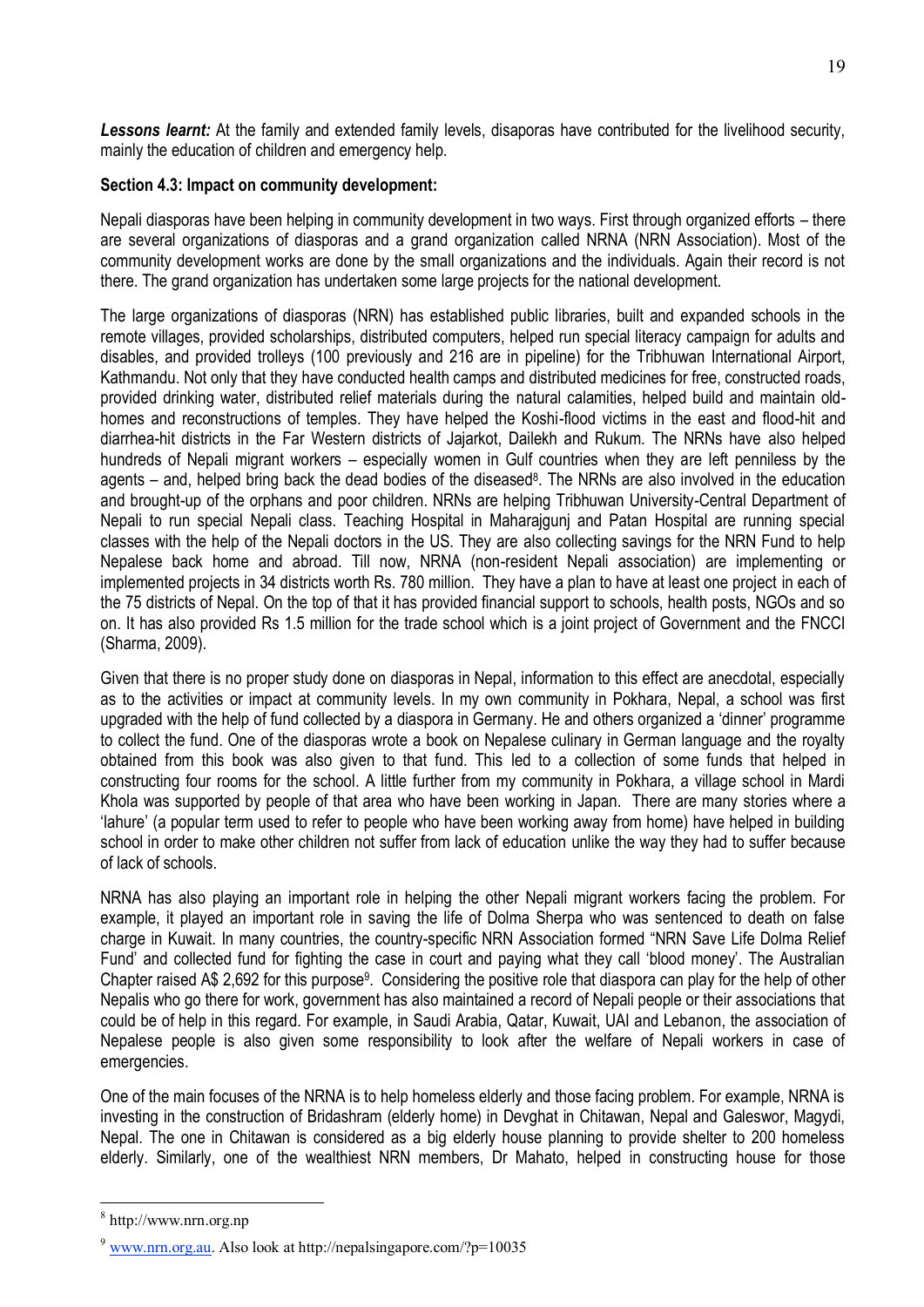***Lessons learnt:*** At the family and extended family levels, disaporas have contributed for the livelihood security, mainly the education of children and emergency help.

**Section 4.3: Impact on community development:**

Nepali diasporas have been helping in community development in two ways. First through organized efforts – there are several organizations of diasporas and a grand organization called NRNA (NRN Association). Most of the community development works are done by the small organizations and the individuals. Again their record is not there. The grand organization has undertaken some large projects for the national development.

The large organizations of diasporas (NRN) has established public libraries, built and expanded schools in the remote villages, provided scholarships, distributed computers, helped run special literacy campaign for adults and disables, and provided trolleys (100 previously and 216 are in pipeline) for the Tribhuwan International Airport, Kathmandu. Not only that they have conducted health camps and distributed medicines for free, constructed roads, provided drinking water, distributed relief materials during the natural calamities, helped build and maintain old-homes and reconstructions of temples. They have helped the Koshi-flood victims in the east and flood-hit and diarrhea-hit districts in the Far Western districts of Jajarkot, Dailekh and Rukum. The NRNs have also helped hundreds of Nepali migrant workers – especially women in Gulf countries when they are left penniless by the agents – and, helped bring back the dead bodies of the diseased[8]. The NRNs are also involved in the education and brought-up of the orphans and poor children. NRNs are helping Tribhuwan University-Central Department of Nepali to run special Nepali class. Teaching Hospital in Maharajgunj and Patan Hospital are running special classes with the help of the Nepali doctors in the US. They are also collecting savings for the NRN Fund to help Nepalese back home and abroad. Till now, NRNA (non-resident Nepali association) are implementing or implemented projects in 34 districts worth Rs. 780 million. They have a plan to have at least one project in each of the 75 districts of Nepal. On the top of that it has provided financial support to schools, health posts, NGOs and so on. It has also provided Rs 1.5 million for the trade school which is a joint project of Government and the FNCCI (Sharma, 2009).

Given that there is no proper study done on diasporas in Nepal, information to this effect are anecdotal, especially as to the activities or impact at community levels. In my own community in Pokhara, Nepal, a school was first upgraded with the help of fund collected by a diaspora in Germany. He and others organized a 'dinner' programme to collect the fund. One of the diasporas wrote a book on Nepalese culinary in German language and the royalty obtained from this book was also given to that fund. This led to a collection of some funds that helped in constructing four rooms for the school. A little further from my community in Pokhara, a village school in Mardi Khola was supported by people of that area who have been working in Japan. There are many stories where a 'lahure' (a popular term used to refer to people who have been working away from home) have helped in building school in order to make other children not suffer from lack of education unlike the way they had to suffer because of lack of schools.

NRNA has also playing an important role in helping the other Nepali migrant workers facing the problem. For example, it played an important role in saving the life of Dolma Sherpa who was sentenced to death on false charge in Kuwait. In many countries, the country-specific NRN Association formed "NRN Save Life Dolma Relief Fund" and collected fund for fighting the case in court and paying what they call 'blood money'. The Australian Chapter raised A$ 2,692 for this purpose[9]. Considering the positive role that diaspora can play for the help of other Nepalis who go there for work, government has also maintained a record of Nepali people or their associations that could be of help in this regard. For example, in Saudi Arabia, Qatar, Kuwait, UAI and Lebanon, the association of Nepalese people is also given some responsibility to look after the welfare of Nepali workers in case of emergencies.

One of the main focuses of the NRNA is to help homeless elderly and those facing problem. For example, NRNA is investing in the construction of Bridashram (elderly home) in Devghat in Chitawan, Nepal and Galeswor, Magydi, Nepal. The one in Chitawan is considered as a big elderly house planning to provide shelter to 200 homeless elderly. Similarly, one of the wealthiest NRN members, Dr Mahato, helped in constructing house for those

---

[8] http://www.nrn.org.np

[9] www.nrn.org.au. Also look at http://nepalsingapore.com/?p=10035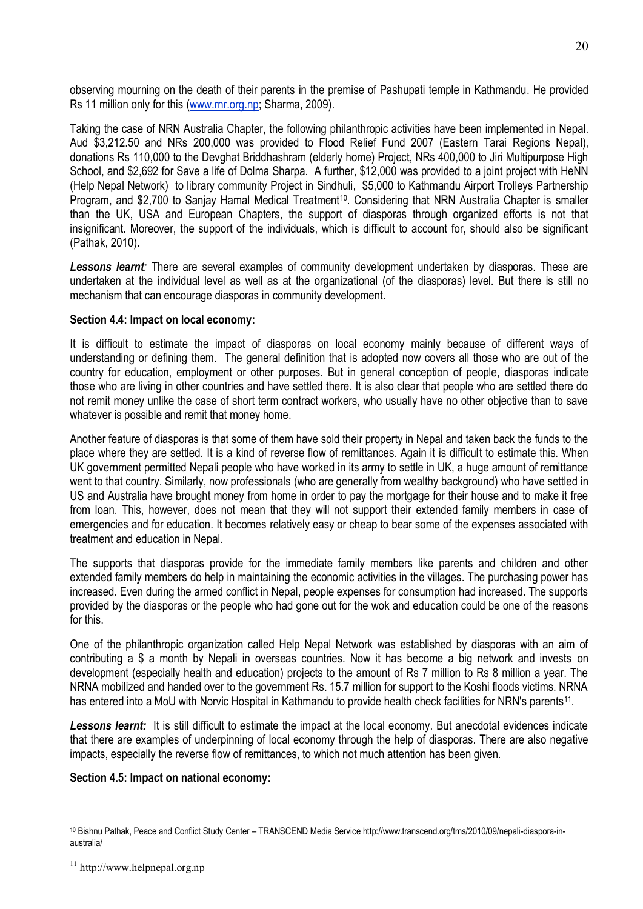observing mourning on the death of their parents in the premise of Pashupati temple in Kathmandu. He provided Rs 11 million only for this (www.rnr.org.np; Sharma, 2009).

Taking the case of NRN Australia Chapter, the following philanthropic activities have been implemented in Nepal. Aud $3,212.50 and NRs 200,000 was provided to Flood Relief Fund 2007 (Eastern Tarai Regions Nepal), donations Rs 110,000 to the Devghat Briddhashram (elderly home) Project, NRs 400,000 to Jiri Multipurpose High School, and $2,692 for Save a life of Dolma Sharpa. A further, $12,000 was provided to a joint project with HeNN (Help Nepal Network) to library community Project in Sindhuli, $5,000 to Kathmandu Airport Trolleys Partnership Program, and $2,700 to Sanjay Hamal Medical Treatment[10]. Considering that NRN Australia Chapter is smaller than the UK, USA and European Chapters, the support of diasporas through organized efforts is not that insignificant. Moreover, the support of the individuals, which is difficult to account for, should also be significant (Pathak, 2010).

***Lessons learnt:*** There are several examples of community development undertaken by diasporas. These are undertaken at the individual level as well as at the organizational (of the diasporas) level. But there is still no mechanism that can encourage diasporas in community development.

**Section 4.4: Impact on local economy:**

It is difficult to estimate the impact of diasporas on local economy mainly because of different ways of understanding or defining them. The general definition that is adopted now covers all those who are out of the country for education, employment or other purposes. But in general conception of people, diasporas indicate those who are living in other countries and have settled there. It is also clear that people who are settled there do not remit money unlike the case of short term contract workers, who usually have no other objective than to save whatever is possible and remit that money home.

Another feature of diasporas is that some of them have sold their property in Nepal and taken back the funds to the place where they are settled. It is a kind of reverse flow of remittances. Again it is difficult to estimate this. When UK government permitted Nepali people who have worked in its army to settle in UK, a huge amount of remittance went to that country. Similarly, now professionals (who are generally from wealthy background) who have settled in US and Australia have brought money from home in order to pay the mortgage for their house and to make it free from loan. This, however, does not mean that they will not support their extended family members in case of emergencies and for education. It becomes relatively easy or cheap to bear some of the expenses associated with treatment and education in Nepal.

The supports that diasporas provide for the immediate family members like parents and children and other extended family members do help in maintaining the economic activities in the villages. The purchasing power has increased. Even during the armed conflict in Nepal, people expenses for consumption had increased. The supports provided by the diasporas or the people who had gone out for the wok and education could be one of the reasons for this.

One of the philanthropic organization called Help Nepal Network was established by diasporas with an aim of contributing a $ a month by Nepali in overseas countries. Now it has become a big network and invests on development (especially health and education) projects to the amount of Rs 7 million to Rs 8 million a year. The NRNA mobilized and handed over to the government Rs. 15.7 million for support to the Koshi floods victims. NRNA has entered into a MoU with Norvic Hospital in Kathmandu to provide health check facilities for NRN's parents[11].

***Lessons learnt:*** It is still difficult to estimate the impact at the local economy. But anecdotal evidences indicate that there are examples of underpinning of local economy through the help of diasporas. There are also negative impacts, especially the reverse flow of remittances, to which not much attention has been given.

**Section 4.5: Impact on national economy:**

---

[10] Bishnu Pathak, Peace and Conflict Study Center – TRANSCEND Media Service http://www.transcend.org/tms/2010/09/nepali-diaspora-in-australia/

[11] http://www.helpnepal.org.np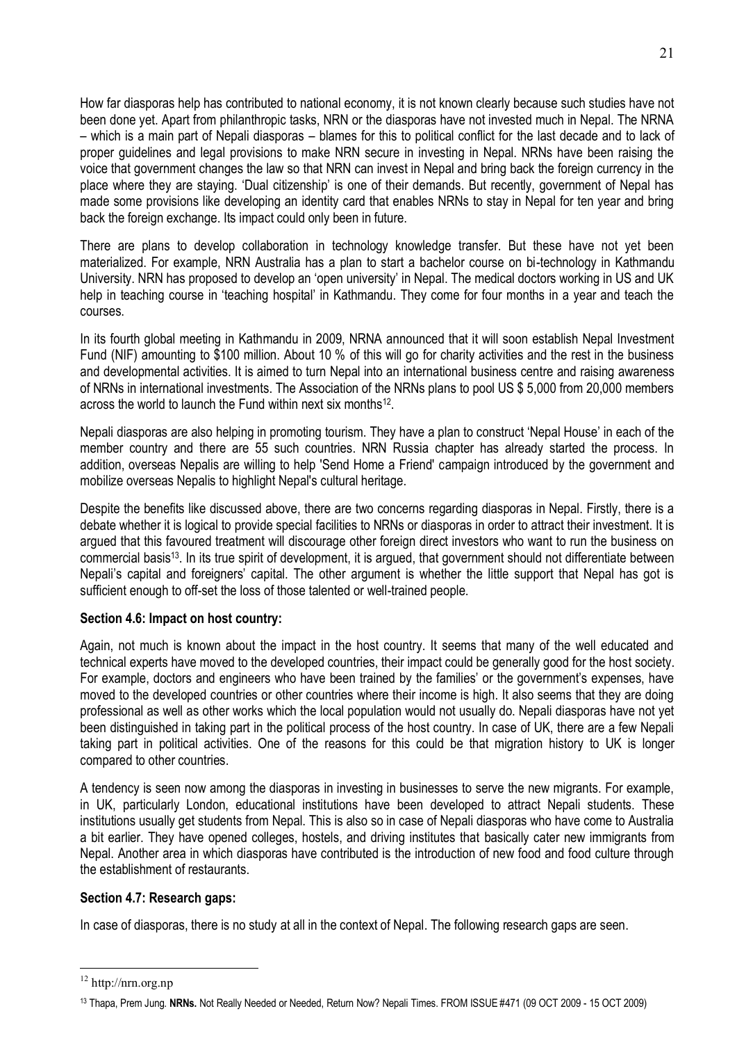How far diasporas help has contributed to national economy, it is not known clearly because such studies have not been done yet. Apart from philanthropic tasks, NRN or the diasporas have not invested much in Nepal. The NRNA – which is a main part of Nepali diasporas – blames for this to political conflict for the last decade and to lack of proper guidelines and legal provisions to make NRN secure in investing in Nepal. NRNs have been raising the voice that government changes the law so that NRN can invest in Nepal and bring back the foreign currency in the place where they are staying. 'Dual citizenship' is one of their demands. But recently, government of Nepal has made some provisions like developing an identity card that enables NRNs to stay in Nepal for ten year and bring back the foreign exchange. Its impact could only been in future.

There are plans to develop collaboration in technology knowledge transfer. But these have not yet been materialized. For example, NRN Australia has a plan to start a bachelor course on bi-technology in Kathmandu University. NRN has proposed to develop an 'open university' in Nepal. The medical doctors working in US and UK help in teaching course in 'teaching hospital' in Kathmandu. They come for four months in a year and teach the courses.

In its fourth global meeting in Kathmandu in 2009, NRNA announced that it will soon establish Nepal Investment Fund (NIF) amounting to $100 million. About 10 % of this will go for charity activities and the rest in the business and developmental activities. It is aimed to turn Nepal into an international business centre and raising awareness of NRNs in international investments. The Association of the NRNs plans to pool US $ 5,000 from 20,000 members across the world to launch the Fund within next six months[12].

Nepali diasporas are also helping in promoting tourism. They have a plan to construct 'Nepal House' in each of the member country and there are 55 such countries. NRN Russia chapter has already started the process. In addition, overseas Nepalis are willing to help 'Send Home a Friend' campaign introduced by the government and mobilize overseas Nepalis to highlight Nepal's cultural heritage.

Despite the benefits like discussed above, there are two concerns regarding diasporas in Nepal. Firstly, there is a debate whether it is logical to provide special facilities to NRNs or diasporas in order to attract their investment. It is argued that this favoured treatment will discourage other foreign direct investors who want to run the business on commercial basis[13]. In its true spirit of development, it is argued, that government should not differentiate between Nepali's capital and foreigners' capital. The other argument is whether the little support that Nepal has got is sufficient enough to off-set the loss of those talented or well-trained people.

**Section 4.6: Impact on host country:**

Again, not much is known about the impact in the host country. It seems that many of the well educated and technical experts have moved to the developed countries, their impact could be generally good for the host society. For example, doctors and engineers who have been trained by the families' or the government's expenses, have moved to the developed countries or other countries where their income is high. It also seems that they are doing professional as well as other works which the local population would not usually do. Nepali diasporas have not yet been distinguished in taking part in the political process of the host country. In case of UK, there are a few Nepali taking part in political activities. One of the reasons for this could be that migration history to UK is longer compared to other countries.

A tendency is seen now among the diasporas in investing in businesses to serve the new migrants. For example, in UK, particularly London, educational institutions have been developed to attract Nepali students. These institutions usually get students from Nepal. This is also so in case of Nepali diasporas who have come to Australia a bit earlier. They have opened colleges, hostels, and driving institutes that basically cater new immigrants from Nepal. Another area in which diasporas have contributed is the introduction of new food and food culture through the establishment of restaurants.

**Section 4.7: Research gaps:**

In case of diasporas, there is no study at all in the context of Nepal. The following research gaps are seen.

---

[12] http://nrn.org.np

[13] Thapa, Prem Jung. **NRNs.** Not Really Needed or Needed, Return Now? Nepali Times. FROM ISSUE #471 (09 OCT 2009 - 15 OCT 2009)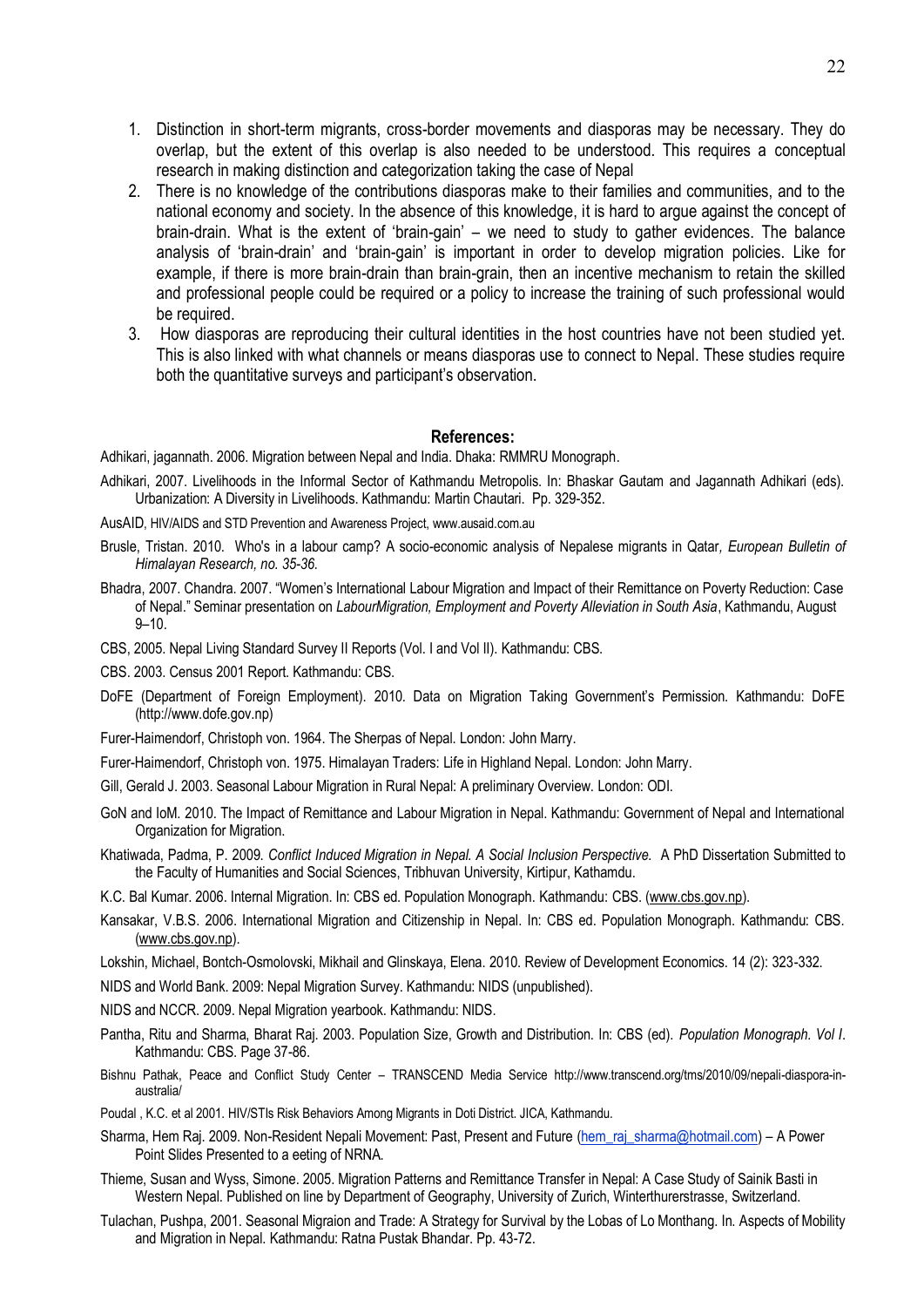1. Distinction in short-term migrants, cross-border movements and diasporas may be necessary. They do overlap, but the extent of this overlap is also needed to be understood. This requires a conceptual research in making distinction and categorization taking the case of Nepal
2. There is no knowledge of the contributions diasporas make to their families and communities, and to the national economy and society. In the absence of this knowledge, it is hard to argue against the concept of brain-drain. What is the extent of 'brain-gain' – we need to study to gather evidences. The balance analysis of 'brain-drain' and 'brain-gain' is important in order to develop migration policies. Like for example, if there is more brain-drain than brain-grain, then an incentive mechanism to retain the skilled and professional people could be required or a policy to increase the training of such professional would be required.
3. How diasporas are reproducing their cultural identities in the host countries have not been studied yet. This is also linked with what channels or means diasporas use to connect to Nepal. These studies require both the quantitative surveys and participant's observation.

## References:

Adhikari, jagannath. 2006. Migration between Nepal and India. Dhaka: RMMRU Monograph.

Adhikari, 2007. Livelihoods in the Informal Sector of Kathmandu Metropolis. In: Bhaskar Gautam and Jagannath Adhikari (eds). Urbanization: A Diversity in Livelihoods. Kathmandu: Martin Chautari. Pp. 329-352.

AusAID, HIV/AIDS and STD Prevention and Awareness Project, www.ausaid.com.au

Brusle, Tristan. 2010. Who's in a labour camp? A socio-economic analysis of Nepalese migrants in Qatar, *European Bulletin of Himalayan Research, no. 35-36.*

Bhadra, 2007. Chandra. 2007. "Women's International Labour Migration and Impact of their Remittance on Poverty Reduction: Case of Nepal." Seminar presentation on *LabourMigration, Employment and Poverty Alleviation in South Asia*, Kathmandu, August 9–10.

CBS, 2005. Nepal Living Standard Survey II Reports (Vol. I and Vol II). Kathmandu: CBS.

CBS. 2003. Census 2001 Report. Kathmandu: CBS.

DoFE (Department of Foreign Employment). 2010. Data on Migration Taking Government's Permission. Kathmandu: DoFE (http://www.dofe.gov.np)

Furer-Haimendorf, Christoph von. 1964. The Sherpas of Nepal. London: John Marry.

Furer-Haimendorf, Christoph von. 1975. Himalayan Traders: Life in Highland Nepal. London: John Marry.

Gill, Gerald J. 2003. Seasonal Labour Migration in Rural Nepal: A preliminary Overview. London: ODI.

GoN and IoM. 2010. The Impact of Remittance and Labour Migration in Nepal. Kathmandu: Government of Nepal and International Organization for Migration.

Khatiwada, Padma, P. 2009. *Conflict Induced Migration in Nepal. A Social Inclusion Perspective.* A PhD Dissertation Submitted to the Faculty of Humanities and Social Sciences, Tribhuvan University, Kirtipur, Kathamdu.

K.C. Bal Kumar. 2006. Internal Migration. In: CBS ed. Population Monograph. Kathmandu: CBS. (www.cbs.gov.np).

Kansakar, V.B.S. 2006. International Migration and Citizenship in Nepal. In: CBS ed. Population Monograph. Kathmandu: CBS. (www.cbs.gov.np).

Lokshin, Michael, Bontch-Osmolovski, Mikhail and Glinskaya, Elena. 2010. Review of Development Economics. 14 (2): 323-332.

NIDS and World Bank. 2009: Nepal Migration Survey. Kathmandu: NIDS (unpublished).

NIDS and NCCR. 2009. Nepal Migration yearbook. Kathmandu: NIDS.

Pantha, Ritu and Sharma, Bharat Raj. 2003. Population Size, Growth and Distribution. In: CBS (ed). *Population Monograph. Vol I*. Kathmandu: CBS. Page 37-86.

Bishnu Pathak, Peace and Conflict Study Center – TRANSCEND Media Service http://www.transcend.org/tms/2010/09/nepali-diaspora-in-australia/

Poudal , K.C. et al 2001. HIV/STIs Risk Behaviors Among Migrants in Doti District. JICA, Kathmandu.

Sharma, Hem Raj. 2009. Non-Resident Nepali Movement: Past, Present and Future (hem_raj_sharma@hotmail.com) – A Power Point Slides Presented to a eeting of NRNA.

Thieme, Susan and Wyss, Simone. 2005. Migration Patterns and Remittance Transfer in Nepal: A Case Study of Sainik Basti in Western Nepal. Published on line by Department of Geography, University of Zurich, Winterthurerstrasse, Switzerland.

Tulachan, Pushpa, 2001. Seasonal Migraion and Trade: A Strategy for Survival by the Lobas of Lo Monthang. In. Aspects of Mobility and Migration in Nepal. Kathmandu: Ratna Pustak Bhandar. Pp. 43-72.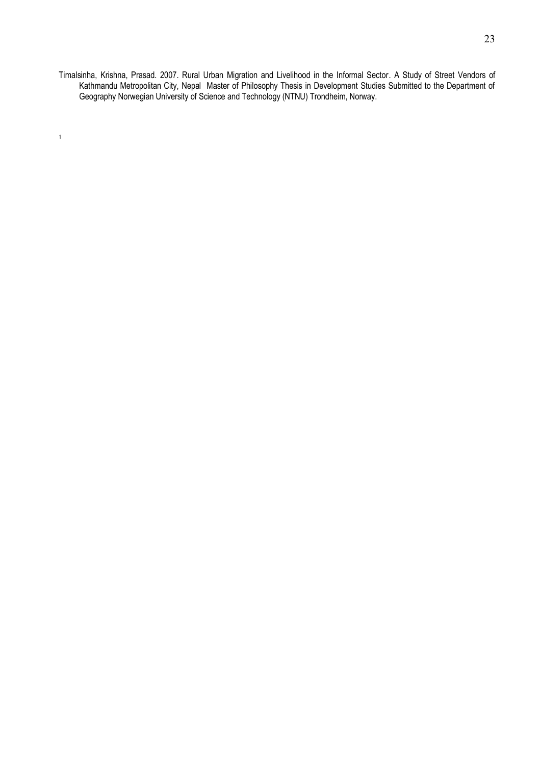Timalsinha, Krishna, Prasad. 2007. Rural Urban Migration and Livelihood in the Informal Sector. A Study of Street Vendors of Kathmandu Metropolitan City, Nepal Master of Philosophy Thesis in Development Studies Submitted to the Department of Geography Norwegian University of Science and Technology (NTNU) Trondheim, Norway.

1